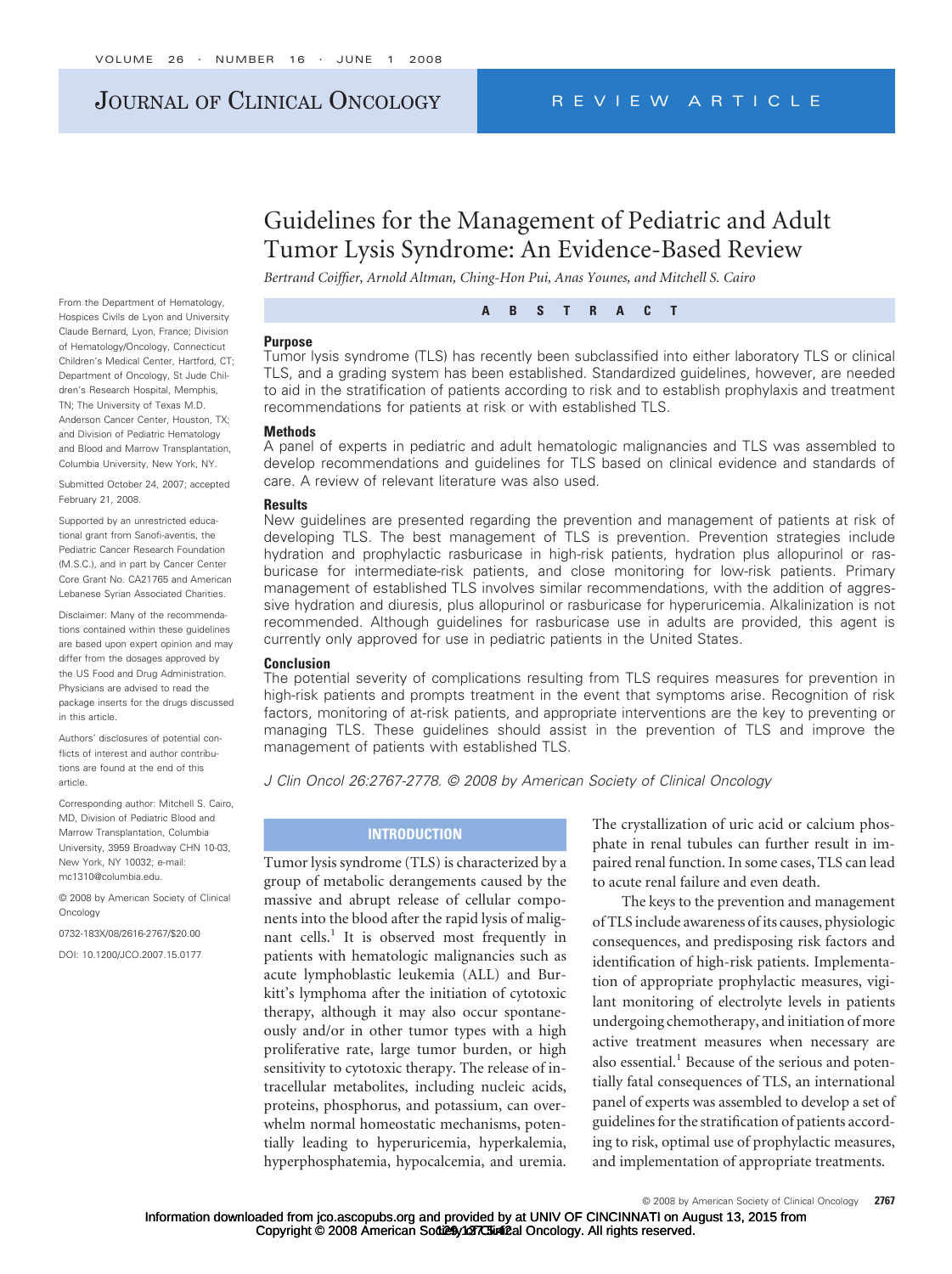# Guidelines for the Management of Pediatric and Adult Tumor Lysis Syndrome: An Evidence-Based Review

*Bertrand Coiffier, Arnold Altman, Ching-Hon Pui, Anas Younes, and Mitchell S. Cairo*

From the Department of Hematology, Hospices Civils de Lyon and University Claude Bernard, Lyon, France; Division of Hematology/Oncology, Connecticut Children's Medical Center, Hartford, CT; Department of Oncology, St Jude Children's Research Hospital, Memphis, TN; The University of Texas M.D. Anderson Cancer Center, Houston, TX; and Division of Pediatric Hematology and Blood and Marrow Transplantation, Columbia University, New York, NY.

Submitted October 24, 2007; accepted February 21, 2008.

Supported by an unrestricted educational grant from Sanofi-aventis, the Pediatric Cancer Research Foundation (M.S.C.), and in part by Cancer Center Core Grant No. CA21765 and American Lebanese Syrian Associated Charities.

Disclaimer: Many of the recommendations contained within these guidelines are based upon expert opinion and may differ from the dosages approved by the US Food and Drug Administration. Physicians are advised to read the package inserts for the drugs discussed in this article.

Authors' disclosures of potential conflicts of interest and author contributions are found at the end of this article.

Corresponding author: Mitchell S. Cairo, MD, Division of Pediatric Blood and Marrow Transplantation, Columbia University, 3959 Broadway CHN 10-03, New York, NY 10032; e-mail: mc1310@columbia.edu.

© 2008 by American Society of Clinical Oncology

0732-183X/08/2616-2767/$20.00

DOI: 10.1200/JCO.2007.15.0177

## ABSTRACT

### Purpose

Tumor lysis syndrome (TLS) has recently been subclassified into either laboratory TLS or clinical TLS, and a grading system has been established. Standardized guidelines, however, are needed to aid in the stratification of patients according to risk and to establish prophylaxis and treatment recommendations for patients at risk or with established TLS.

### Methods

A panel of experts in pediatric and adult hematologic malignancies and TLS was assembled to develop recommendations and guidelines for TLS based on clinical evidence and standards of care. A review of relevant literature was also used.

### Results

New guidelines are presented regarding the prevention and management of patients at risk of developing TLS. The best management of TLS is prevention. Prevention strategies include hydration and prophylactic rasburicase in high-risk patients, hydration plus allopurinol or rasburicase for intermediate-risk patients, and close monitoring for low-risk patients. Primary management of established TLS involves similar recommendations, with the addition of aggressive hydration and diuresis, plus allopurinol or rasburicase for hyperuricemia. Alkalinization is not recommended. Although guidelines for rasburicase use in adults are provided, this agent is currently only approved for use in pediatric patients in the United States.

### Conclusion

The potential severity of complications resulting from TLS requires measures for prevention in high-risk patients and prompts treatment in the event that symptoms arise. Recognition of risk factors, monitoring of at-risk patients, and appropriate interventions are the key to preventing or managing TLS. These guidelines should assist in the prevention of TLS and improve the management of patients with established TLS.

*J Clin Oncol 26:2767-2778. © 2008 by American Society of Clinical Oncology*

## INTRODUCTION

Tumor lysis syndrome (TLS) is characterized by a group of metabolic derangements caused by the massive and abrupt release of cellular components into the blood after the rapid lysis of malignant cells.[1] It is observed most frequently in patients with hematologic malignancies such as acute lymphoblastic leukemia (ALL) and Burkitt's lymphoma after the initiation of cytotoxic therapy, although it may also occur spontaneously and/or in other tumor types with a high proliferative rate, large tumor burden, or high sensitivity to cytotoxic therapy. The release of intracellular metabolites, including nucleic acids, proteins, phosphorus, and potassium, can overwhelm normal homeostatic mechanisms, potentially leading to hyperuricemia, hyperkalemia, hyperphosphatemia, hypocalcemia, and uremia. The crystallization of uric acid or calcium phosphate in renal tubules can further result in impaired renal function. In some cases, TLS can lead to acute renal failure and even death.

The keys to the prevention and management of TLS include awareness of its causes, physiologic consequences, and predisposing risk factors and identification of high-risk patients. Implementation of appropriate prophylactic measures, vigilant monitoring of electrolyte levels in patients undergoing chemotherapy, and initiation of more active treatment measures when necessary are also essential.[1] Because of the serious and potentially fatal consequences of TLS, an international panel of experts was assembled to develop a set of guidelines for the stratification of patients according to risk, optimal use of prophylactic measures, and implementation of appropriate treatments.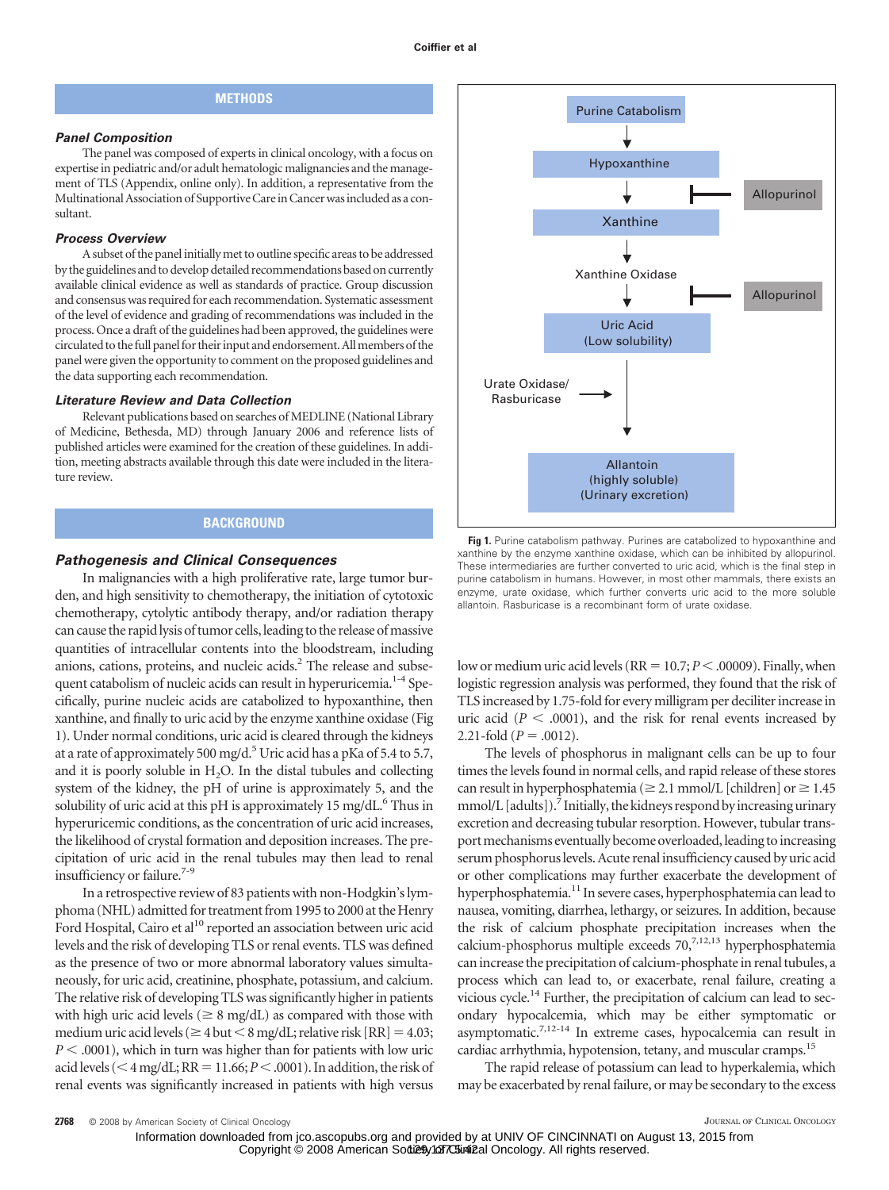## METHODS

### Panel Composition

The panel was composed of experts in clinical oncology, with a focus on expertise in pediatric and/or adult hematologic malignancies and the management of TLS (Appendix, online only). In addition, a representative from the Multinational Association of Supportive Care in Cancer was included as a consultant.

### Process Overview

A subset of the panel initially met to outline specific areas to be addressed by the guidelines and to develop detailed recommendations based on currently available clinical evidence as well as standards of practice. Group discussion and consensus was required for each recommendation. Systematic assessment of the level of evidence and grading of recommendations was included in the process. Once a draft of the guidelines had been approved, the guidelines were circulated to the full panel for their input and endorsement. All members of the panel were given the opportunity to comment on the proposed guidelines and the data supporting each recommendation.

### Literature Review and Data Collection

Relevant publications based on searches of MEDLINE (National Library of Medicine, Bethesda, MD) through January 2006 and reference lists of published articles were examined for the creation of these guidelines. In addition, meeting abstracts available through this date were included in the literature review.

## BACKGROUND

### Pathogenesis and Clinical Consequences

In malignancies with a high proliferative rate, large tumor burden, and high sensitivity to chemotherapy, the initiation of cytotoxic chemotherapy, cytolytic antibody therapy, and/or radiation therapy can cause the rapid lysis of tumor cells, leading to the release of massive quantities of intracellular contents into the bloodstream, including anions, cations, proteins, and nucleic acids.[2] The release and subsequent catabolism of nucleic acids can result in hyperuricemia.[1-4] Specifically, purine nucleic acids are catabolized to hypoxanthine, then xanthine, and finally to uric acid by the enzyme xanthine oxidase (Fig 1). Under normal conditions, uric acid is cleared through the kidneys at a rate of approximately 500 mg/d.[5] Uric acid has a pKa of 5.4 to 5.7, and it is poorly soluble in $H_2O$. In the distal tubules and collecting system of the kidney, the pH of urine is approximately 5, and the solubility of uric acid at this pH is approximately 15 mg/dL.[6] Thus in hyperuricemic conditions, as the concentration of uric acid increases, the likelihood of crystal formation and deposition increases. The precipitation of uric acid in the renal tubules may then lead to renal insufficiency or failure.[7-9]

In a retrospective review of 83 patients with non-Hodgkin's lymphoma (NHL) admitted for treatment from 1995 to 2000 at the Henry Ford Hospital, Cairo et al[10] reported an association between uric acid levels and the risk of developing TLS or renal events. TLS was defined as the presence of two or more abnormal laboratory values simultaneously, for uric acid, creatinine, phosphate, potassium, and calcium. The relative risk of developing TLS was significantly higher in patients with high uric acid levels ($\geq$ 8 mg/dL) as compared with those with medium uric acid levels ($\geq$ 4 but $<$ 8 mg/dL; relative risk [RR] = 4.03; $P < .0001$), which in turn was higher than for patients with low uric acid levels ($<$ 4 mg/dL; RR = 11.66; $P < .0001$). In addition, the risk of renal events was significantly increased in patients with high versus low or medium uric acid levels (RR = 10.7; $P < .00009$). Finally, when logistic regression analysis was performed, they found that the risk of TLS increased by 1.75-fold for every milligram per deciliter increase in uric acid ($P < .0001$), and the risk for renal events increased by 2.21-fold ($P = .0012$).

The levels of phosphorus in malignant cells can be up to four times the levels found in normal cells, and rapid release of these stores can result in hyperphosphatemia ($\geq$ 2.1 mmol/L [children] or $\geq$ 1.45 mmol/L [adults]).[7] Initially, the kidneys respond by increasing urinary excretion and decreasing tubular resorption. However, tubular transport mechanisms eventually become overloaded, leading to increasing serum phosphorus levels. Acute renal insufficiency caused by uric acid or other complications may further exacerbate the development of hyperphosphatemia.[11] In severe cases, hyperphosphatemia can lead to nausea, vomiting, diarrhea, lethargy, or seizures. In addition, because the risk of calcium phosphate precipitation increases when the calcium-phosphorus multiple exceeds 70,[7,12,13] hyperphosphatemia can increase the precipitation of calcium-phosphate in renal tubules, a process which can lead to, or exacerbate, renal failure, creating a vicious cycle.[14] Further, the precipitation of calcium can lead to secondary hypocalcemia, which may be either symptomatic or asymptomatic.[7,12-14] In extreme cases, hypocalcemia can result in cardiac arrhythmia, hypotension, tetany, and muscular cramps.[15]

The rapid release of potassium can lead to hyperkalemia, which may be exacerbated by renal failure, or may be secondary to the excess

Purine Catabolism → Hypoxanthine → (Allopurinol ⊣) → Xanthine → Xanthine Oxidase → (Allopurinol ⊣) → Uric Acid (Low solubility) → (Urate Oxidase/ Rasburicase) → Allantoin (highly soluble) (Urinary excretion)

**Fig 1.** Purine catabolism pathway. Purines are catabolized to hypoxanthine and xanthine by the enzyme xanthine oxidase, which can be inhibited by allopurinol. These intermediaries are further converted to uric acid, which is the final step in purine catabolism in humans. However, in most other mammals, there exists an enzyme, urate oxidase, which further converts uric acid to the more soluble allantoin. Rasburicase is a recombinant form of urate oxidase.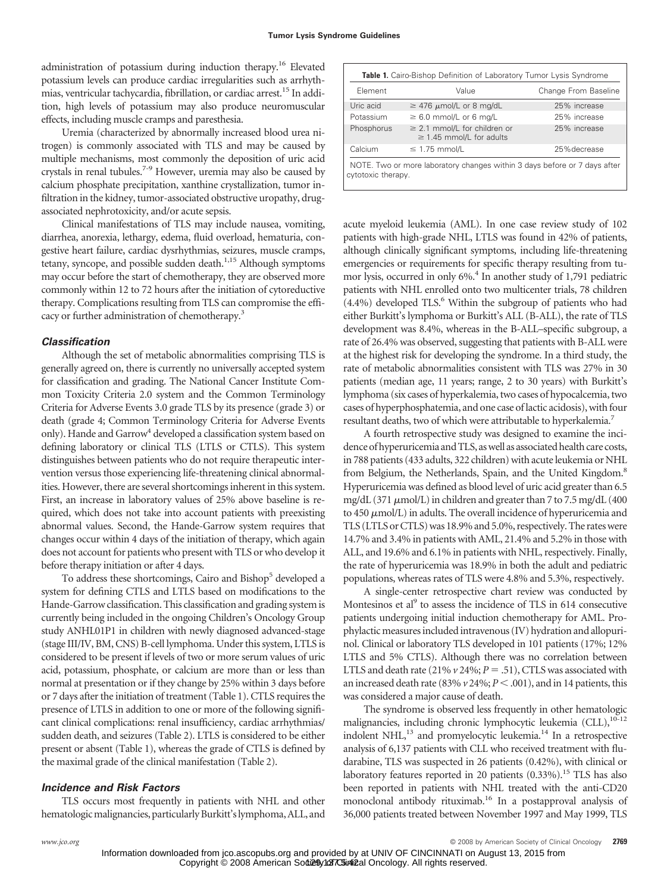administration of potassium during induction therapy.[16] Elevated potassium levels can produce cardiac irregularities such as arrhythmias, ventricular tachycardia, fibrillation, or cardiac arrest.[15] In addition, high levels of potassium may also produce neuromuscular effects, including muscle cramps and paresthesia.

Uremia (characterized by abnormally increased blood urea nitrogen) is commonly associated with TLS and may be caused by multiple mechanisms, most commonly the deposition of uric acid crystals in renal tubules.[7-9] However, uremia may also be caused by calcium phosphate precipitation, xanthine crystallization, tumor infiltration in the kidney, tumor-associated obstructive uropathy, drug-associated nephrotoxicity, and/or acute sepsis.

Clinical manifestations of TLS may include nausea, vomiting, diarrhea, anorexia, lethargy, edema, fluid overload, hematuria, congestive heart failure, cardiac dysrhythmias, seizures, muscle cramps, tetany, syncope, and possible sudden death.[1,15] Although symptoms may occur before the start of chemotherapy, they are observed more commonly within 12 to 72 hours after the initiation of cytoreductive therapy. Complications resulting from TLS can compromise the efficacy or further administration of chemotherapy.[3]

### Classification

Although the set of metabolic abnormalities comprising TLS is generally agreed on, there is currently no universally accepted system for classification and grading. The National Cancer Institute Common Toxicity Criteria 2.0 system and the Common Terminology Criteria for Adverse Events 3.0 grade TLS by its presence (grade 3) or death (grade 4; Common Terminology Criteria for Adverse Events only). Hande and Garrow[4] developed a classification system based on defining laboratory or clinical TLS (LTLS or CTLS). This system distinguishes between patients who do not require therapeutic intervention versus those experiencing life-threatening clinical abnormalities. However, there are several shortcomings inherent in this system. First, an increase in laboratory values of 25% above baseline is required, which does not take into account patients with preexisting abnormal values. Second, the Hande-Garrow system requires that changes occur within 4 days of the initiation of therapy, which again does not account for patients who present with TLS or who develop it before therapy initiation or after 4 days.

To address these shortcomings, Cairo and Bishop[5] developed a system for defining CTLS and LTLS based on modifications to the Hande-Garrow classification. This classification and grading system is currently being included in the ongoing Children's Oncology Group study ANHL01P1 in children with newly diagnosed advanced-stage (stage III/IV, BM, CNS) B-cell lymphoma. Under this system, LTLS is considered to be present if levels of two or more serum values of uric acid, potassium, phosphate, or calcium are more than or less than normal at presentation or if they change by 25% within 3 days before or 7 days after the initiation of treatment (Table 1). CTLS requires the presence of LTLS in addition to one or more of the following significant clinical complications: renal insufficiency, cardiac arrhythmias/sudden death, and seizures (Table 2). LTLS is considered to be either present or absent (Table 1), whereas the grade of CTLS is defined by the maximal grade of the clinical manifestation (Table 2).

### Incidence and Risk Factors

TLS occurs most frequently in patients with NHL and other hematologic malignancies, particularly Burkitt's lymphoma, ALL, and acute myeloid leukemia (AML). In one case review study of 102 patients with high-grade NHL, LTLS was found in 42% of patients, although clinically significant symptoms, including life-threatening emergencies or requirements for specific therapy resulting from tumor lysis, occurred in only 6%.[4] In another study of 1,791 pediatric patients with NHL enrolled onto two multicenter trials, 78 children (4.4%) developed TLS.[6] Within the subgroup of patients who had either Burkitt's lymphoma or Burkitt's ALL (B-ALL), the rate of TLS development was 8.4%, whereas in the B-ALL–specific subgroup, a rate of 26.4% was observed, suggesting that patients with B-ALL were at the highest risk for developing the syndrome. In a third study, the rate of metabolic abnormalities consistent with TLS was 27% in 30 patients (median age, 11 years; range, 2 to 30 years) with Burkitt's lymphoma (six cases of hyperkalemia, two cases of hypocalcemia, two cases of hyperphosphatemia, and one case of lactic acidosis), with four resultant deaths, two of which were attributable to hyperkalemia.[7]

**Table 1.** Cairo-Bishop Definition of Laboratory Tumor Lysis Syndrome

| Element | Value | Change From Baseline |
|---|---|---|
| Uric acid | ≥ 476 μmol/L or 8 mg/dL | 25% increase |
| Potassium | ≥ 6.0 mmol/L or 6 mg/L | 25% increase |
| Phosphorus | ≥ 2.1 mmol/L for children or ≥ 1.45 mmol/L for adults | 25% increase |
| Calcium | ≤ 1.75 mmol/L | 25%decrease |

NOTE. Two or more laboratory changes within 3 days before or 7 days after cytotoxic therapy.

A fourth retrospective study was designed to examine the incidence of hyperuricemia and TLS, as well as associated health care costs, in 788 patients (433 adults, 322 children) with acute leukemia or NHL from Belgium, the Netherlands, Spain, and the United Kingdom.[8] Hyperuricemia was defined as blood level of uric acid greater than 6.5 mg/dL (371 μmol/L) in children and greater than 7 to 7.5 mg/dL (400 to 450 μmol/L) in adults. The overall incidence of hyperuricemia and TLS (LTLS or CTLS) was 18.9% and 5.0%, respectively. The rates were 14.7% and 3.4% in patients with AML, 21.4% and 5.2% in those with ALL, and 19.6% and 6.1% in patients with NHL, respectively. Finally, the rate of hyperuricemia was 18.9% in both the adult and pediatric populations, whereas rates of TLS were 4.8% and 5.3%, respectively.

A single-center retrospective chart review was conducted by Montesinos et al[9] to assess the incidence of TLS in 614 consecutive patients undergoing initial induction chemotherapy for AML. Prophylactic measures included intravenous (IV) hydration and allopurinol. Clinical or laboratory TLS developed in 101 patients (17%; 12% LTLS and 5% CTLS). Although there was no correlation between LTLS and death rate (21% *v* 24%; $P = .51$), CTLS was associated with an increased death rate (83% *v* 24%; $P < .001$), and in 14 patients, this was considered a major cause of death.

The syndrome is observed less frequently in other hematologic malignancies, including chronic lymphocytic leukemia (CLL),[10-12] indolent NHL,[13] and promyelocytic leukemia.[14] In a retrospective analysis of 6,137 patients with CLL who received treatment with fludarabine, TLS was suspected in 26 patients (0.42%), with clinical or laboratory features reported in 20 patients (0.33%).[15] TLS has also been reported in patients with NHL treated with the anti-CD20 monoclonal antibody rituximab.[16] In a postapproval analysis of 36,000 patients treated between November 1997 and May 1999, TLS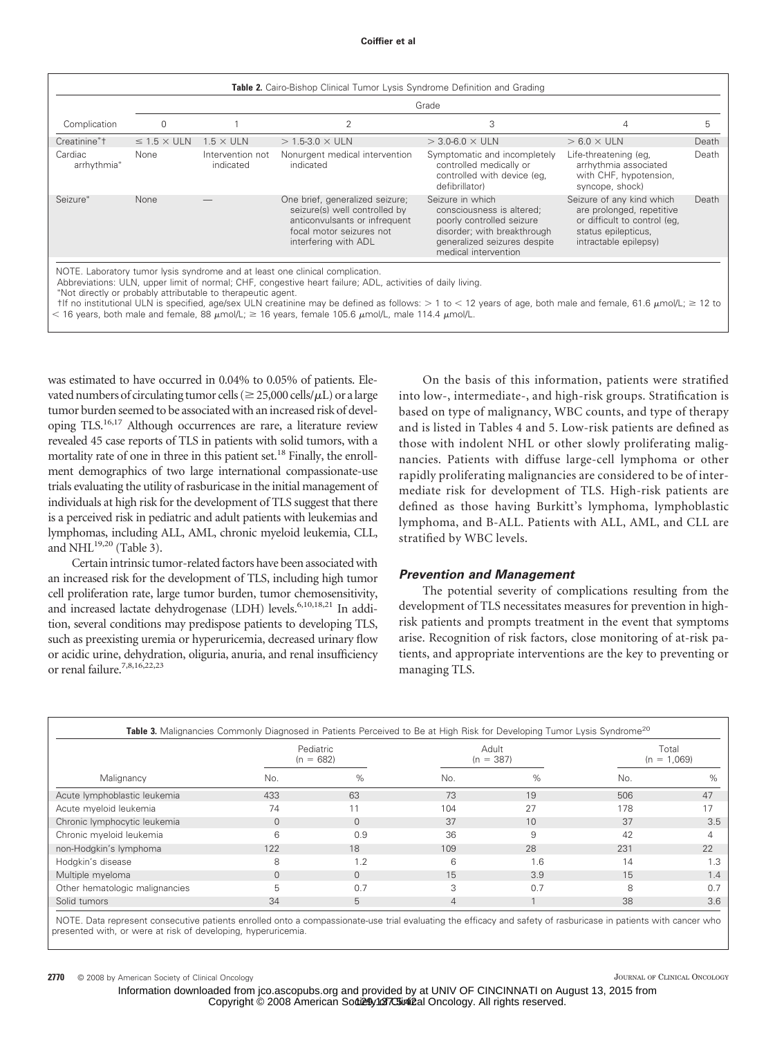**Table 2.** Cairo-Bishop Clinical Tumor Lysis Syndrome Definition and Grading

| Complication | Grade 0 | 1 | 2 | 3 | 4 | 5 |
|---|---|---|---|---|---|---|
| Creatinine*† | ≤ 1.5 × ULN | 1.5 × ULN | > 1.5-3.0 × ULN | > 3.0-6.0 × ULN | > 6.0 × ULN | Death |
| Cardiac arrhythmia* | None | Intervention not indicated | Nonurgent medical intervention indicated | Symptomatic and incompletely controlled medically or controlled with device (eg, defibrillator) | Life-threatening (eg, arrhythmia associated with CHF, hypotension, syncope, shock) | Death |
| Seizure* | None | — | One brief, generalized seizure; seizure(s) well controlled by anticonvulsants or infrequent focal motor seizures not interfering with ADL | Seizure in which consciousness is altered; poorly controlled seizure disorder; with breakthrough generalized seizures despite medical intervention | Seizure of any kind which are prolonged, repetitive or difficult to control (eg, status epilepticus, intractable epilepsy) | Death |

NOTE. Laboratory tumor lysis syndrome and at least one clinical complication.
Abbreviations: ULN, upper limit of normal; CHF, congestive heart failure; ADL, activities of daily living.
*Not directly or probably attributable to therapeutic agent.
†If no institutional ULN is specified, age/sex ULN creatinine may be defined as follows: > 1 to < 12 years of age, both male and female, 61.6 μmol/L; ≥ 12 to < 16 years, both male and female, 88 μmol/L; ≥ 16 years, female 105.6 μmol/L, male 114.4 μmol/L.

was estimated to have occurred in 0.04% to 0.05% of patients. Elevated numbers of circulating tumor cells (≥ 25,000 cells/μL) or a large tumor burden seemed to be associated with an increased risk of developing TLS.[16,17] Although occurrences are rare, a literature review revealed 45 case reports of TLS in patients with solid tumors, with a mortality rate of one in three in this patient set.[18] Finally, the enrollment demographics of two large international compassionate-use trials evaluating the utility of rasburicase in the initial management of individuals at high risk for the development of TLS suggest that there is a perceived risk in pediatric and adult patients with leukemias and lymphomas, including ALL, AML, chronic myeloid leukemia, CLL, and NHL[19,20] (Table 3).

Certain intrinsic tumor-related factors have been associated with an increased risk for the development of TLS, including high tumor cell proliferation rate, large tumor burden, tumor chemosensitivity, and increased lactate dehydrogenase (LDH) levels.[6,10,18,21] In addition, several conditions may predispose patients to developing TLS, such as preexisting uremia or hyperuricemia, decreased urinary flow or acidic urine, dehydration, oliguria, anuria, and renal insufficiency or renal failure.[7,8,16,22,23]

On the basis of this information, patients were stratified into low-, intermediate-, and high-risk groups. Stratification is based on type of malignancy, WBC counts, and type of therapy and is listed in Tables 4 and 5. Low-risk patients are defined as those with indolent NHL or other slowly proliferating malignancies. Patients with diffuse large-cell lymphoma or other rapidly proliferating malignancies are considered to be of intermediate risk for development of TLS. High-risk patients are defined as those having Burkitt's lymphoma, lymphoblastic lymphoma, and B-ALL. Patients with ALL, AML, and CLL are stratified by WBC levels.

### *Prevention and Management*

The potential severity of complications resulting from the development of TLS necessitates measures for prevention in high-risk patients and prompts treatment in the event that symptoms arise. Recognition of risk factors, close monitoring of at-risk patients, and appropriate interventions are the key to preventing or managing TLS.

**Table 3.** Malignancies Commonly Diagnosed in Patients Perceived to Be at High Risk for Developing Tumor Lysis Syndrome[20]

| Malignancy | Pediatric (n = 682) | | Adult (n = 387) | | Total (n = 1,069) | |
|---|---|---|---|---|---|---|
| | No. | % | No. | % | No. | % |
| Acute lymphoblastic leukemia | 433 | 63 | 73 | 19 | 506 | 47 |
| Acute myeloid leukemia | 74 | 11 | 104 | 27 | 178 | 17 |
| Chronic lymphocytic leukemia | 0 | 0 | 37 | 10 | 37 | 3.5 |
| Chronic myeloid leukemia | 6 | 0.9 | 36 | 9 | 42 | 4 |
| non-Hodgkin's lymphoma | 122 | 18 | 109 | 28 | 231 | 22 |
| Hodgkin's disease | 8 | 1.2 | 6 | 1.6 | 14 | 1.3 |
| Multiple myeloma | 0 | 0 | 15 | 3.9 | 15 | 1.4 |
| Other hematologic malignancies | 5 | 0.7 | 3 | 0.7 | 8 | 0.7 |
| Solid tumors | 34 | 5 | 4 | 1 | 38 | 3.6 |

NOTE. Data represent consecutive patients enrolled onto a compassionate-use trial evaluating the efficacy and safety of rasburicase in patients with cancer who presented with, or were at risk of developing, hyperuricemia.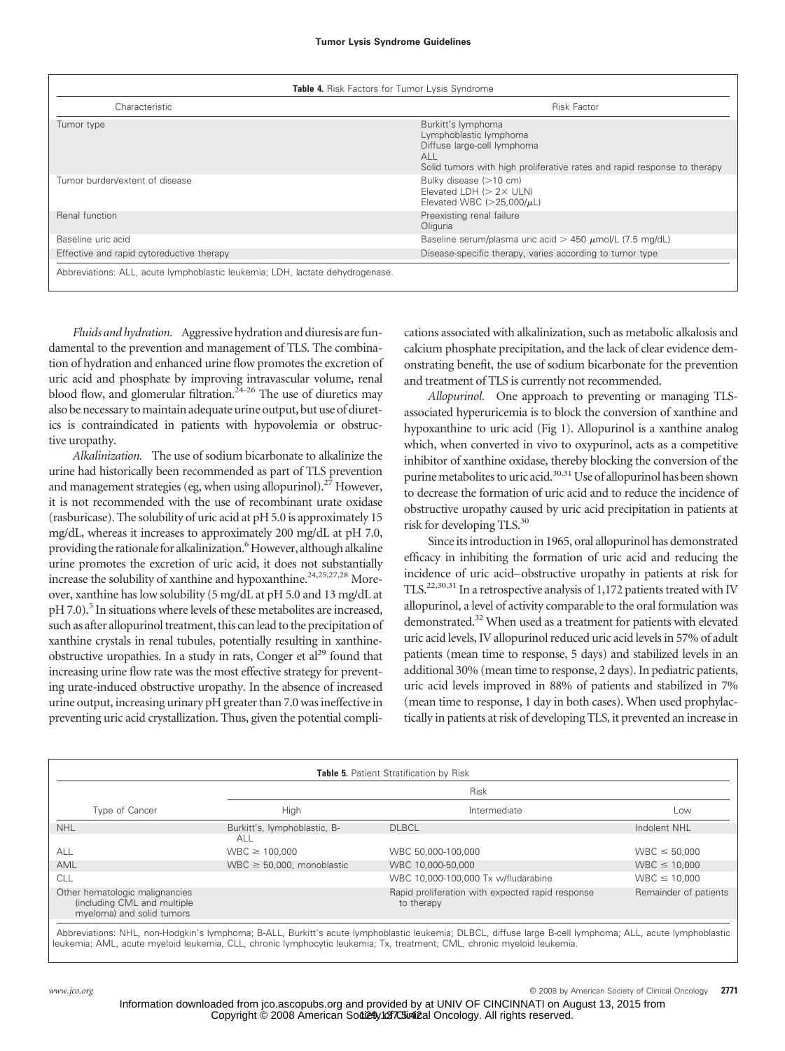**Table 4.** Risk Factors for Tumor Lysis Syndrome

| Characteristic | Risk Factor |
| --- | --- |
| Tumor type | Burkitt's lymphoma<br>Lymphoblastic lymphoma<br>Diffuse large-cell lymphoma<br>ALL<br>Solid tumors with high proliferative rates and rapid response to therapy |
| Tumor burden/extent of disease | Bulky disease (>10 cm)<br>Elevated LDH (> 2× ULN)<br>Elevated WBC (>25,000/μL) |
| Renal function | Preexisting renal failure<br>Oliguria |
| Baseline uric acid | Baseline serum/plasma uric acid > 450 μmol/L (7.5 mg/dL) |
| Effective and rapid cytoreductive therapy | Disease-specific therapy, varies according to tumor type |

Abbreviations: ALL, acute lymphoblastic leukemia; LDH, lactate dehydrogenase.

*Fluids and hydration.* Aggressive hydration and diuresis are fundamental to the prevention and management of TLS. The combination of hydration and enhanced urine flow promotes the excretion of uric acid and phosphate by improving intravascular volume, renal blood flow, and glomerular filtration.[24-26] The use of diuretics may also be necessary to maintain adequate urine output, but use of diuretics is contraindicated in patients with hypovolemia or obstructive uropathy.

*Alkalinization.* The use of sodium bicarbonate to alkalinize the urine had historically been recommended as part of TLS prevention and management strategies (eg, when using allopurinol).[27] However, it is not recommended with the use of recombinant urate oxidase (rasburicase). The solubility of uric acid at pH 5.0 is approximately 15 mg/dL, whereas it increases to approximately 200 mg/dL at pH 7.0, providing the rationale for alkalinization.[6] However, although alkaline urine promotes the excretion of uric acid, it does not substantially increase the solubility of xanthine and hypoxanthine.[24,25,27,28] Moreover, xanthine has low solubility (5 mg/dL at pH 5.0 and 13 mg/dL at pH 7.0).[5] In situations where levels of these metabolites are increased, such as after allopurinol treatment, this can lead to the precipitation of xanthine crystals in renal tubules, potentially resulting in xanthine-obstructive uropathies. In a study in rats, Conger et al[29] found that increasing urine flow rate was the most effective strategy for preventing urate-induced obstructive uropathy. In the absence of increased urine output, increasing urinary pH greater than 7.0 was ineffective in preventing uric acid crystallization. Thus, given the potential complications associated with alkalinization, such as metabolic alkalosis and calcium phosphate precipitation, and the lack of clear evidence demonstrating benefit, the use of sodium bicarbonate for the prevention and treatment of TLS is currently not recommended.

*Allopurinol.* One approach to preventing or managing TLS-associated hyperuricemia is to block the conversion of xanthine and hypoxanthine to uric acid (Fig 1). Allopurinol is a xanthine analog which, when converted in vivo to oxypurinol, acts as a competitive inhibitor of xanthine oxidase, thereby blocking the conversion of the purine metabolites to uric acid.[30,31] Use of allopurinol has been shown to decrease the formation of uric acid and to reduce the incidence of obstructive uropathy caused by uric acid precipitation in patients at risk for developing TLS.[30]

Since its introduction in 1965, oral allopurinol has demonstrated efficacy in inhibiting the formation of uric acid and reducing the incidence of uric acid–obstructive uropathy in patients at risk for TLS.[22,30,31] In a retrospective analysis of 1,172 patients treated with IV allopurinol, a level of activity comparable to the oral formulation was demonstrated.[32] When used as a treatment for patients with elevated uric acid levels, IV allopurinol reduced uric acid levels in 57% of adult patients (mean time to response, 5 days) and stabilized levels in an additional 30% (mean time to response, 2 days). In pediatric patients, uric acid levels improved in 88% of patients and stabilized in 7% (mean time to response, 1 day in both cases). When used prophylactically in patients at risk of developing TLS, it prevented an increase in

**Table 5.** Patient Stratification by Risk

| Type of Cancer | Risk | | |
| --- | --- | --- | --- |
| | High | Intermediate | Low |
| NHL | Burkitt's, lymphoblastic, B-ALL | DLBCL | Indolent NHL |
| ALL | WBC ≥ 100,000 | WBC 50,000-100,000 | WBC ≤ 50,000 |
| AML | WBC ≥ 50,000, monoblastic | WBC 10,000-50,000 | WBC ≤ 10,000 |
| CLL | | WBC 10,000-100,000 Tx w/fludarabine | WBC ≤ 10,000 |
| Other hematologic malignancies (including CML and multiple myeloma) and solid tumors | | Rapid proliferation with expected rapid response to therapy | Remainder of patients |

Abbreviations: NHL, non-Hodgkin's lymphoma; B-ALL, Burkitt's acute lymphoblastic leukemia; DLBCL, diffuse large B-cell lymphoma; ALL, acute lymphoblastic leukemia; AML, acute myeloid leukemia, CLL, chronic lymphocytic leukemia; Tx, treatment; CML, chronic myeloid leukemia.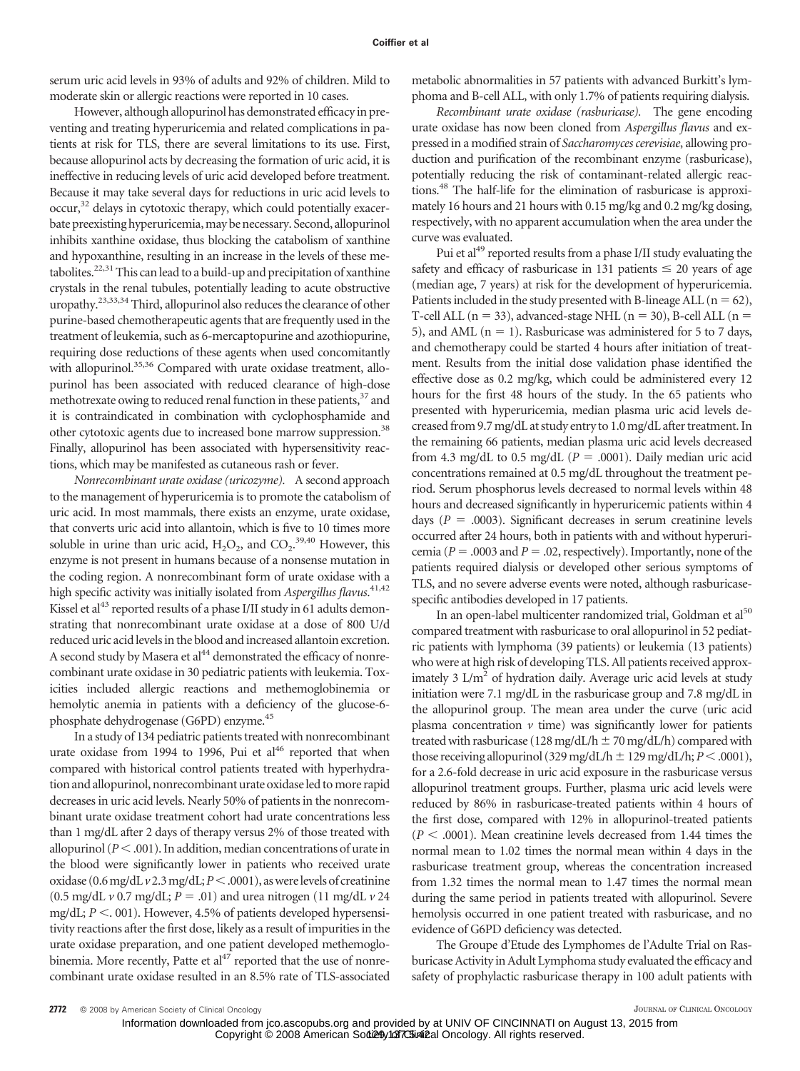serum uric acid levels in 93% of adults and 92% of children. Mild to moderate skin or allergic reactions were reported in 10 cases.

However, although allopurinol has demonstrated efficacy in preventing and treating hyperuricemia and related complications in patients at risk for TLS, there are several limitations to its use. First, because allopurinol acts by decreasing the formation of uric acid, it is ineffective in reducing levels of uric acid developed before treatment. Because it may take several days for reductions in uric acid levels to occur,[32] delays in cytotoxic therapy, which could potentially exacerbate preexisting hyperuricemia, may be necessary. Second, allopurinol inhibits xanthine oxidase, thus blocking the catabolism of xanthine and hypoxanthine, resulting in an increase in the levels of these metabolites.[22,31] This can lead to a build-up and precipitation of xanthine crystals in the renal tubules, potentially leading to acute obstructive uropathy.[23,33,34] Third, allopurinol also reduces the clearance of other purine-based chemotherapeutic agents that are frequently used in the treatment of leukemia, such as 6-mercaptopurine and azothiopurine, requiring dose reductions of these agents when used concomitantly with allopurinol.[35,36] Compared with urate oxidase treatment, allopurinol has been associated with reduced clearance of high-dose methotrexate owing to reduced renal function in these patients,[37] and it is contraindicated in combination with cyclophosphamide and other cytotoxic agents due to increased bone marrow suppression.[38] Finally, allopurinol has been associated with hypersensitivity reactions, which may be manifested as cutaneous rash or fever.

*Nonrecombinant urate oxidase (uricozyme).* A second approach to the management of hyperuricemia is to promote the catabolism of uric acid. In most mammals, there exists an enzyme, urate oxidase, that converts uric acid into allantoin, which is five to 10 times more soluble in urine than uric acid, $H_2O_2$, and $CO_2$.[39,40] However, this enzyme is not present in humans because of a nonsense mutation in the coding region. A nonrecombinant form of urate oxidase with a high specific activity was initially isolated from *Aspergillus flavus*.[41,42] Kissel et al[43] reported results of a phase I/II study in 61 adults demonstrating that nonrecombinant urate oxidase at a dose of 800 U/d reduced uric acid levels in the blood and increased allantoin excretion. A second study by Masera et al[44] demonstrated the efficacy of nonrecombinant urate oxidase in 30 pediatric patients with leukemia. Toxicities included allergic reactions and methemoglobinemia or hemolytic anemia in patients with a deficiency of the glucose-6-phosphate dehydrogenase (G6PD) enzyme.[45]

In a study of 134 pediatric patients treated with nonrecombinant urate oxidase from 1994 to 1996, Pui et al[46] reported that when compared with historical control patients treated with hyperhydration and allopurinol, nonrecombinant urate oxidase led to more rapid decreases in uric acid levels. Nearly 50% of patients in the nonrecombinant urate oxidase treatment cohort had urate concentrations less than 1 mg/dL after 2 days of therapy versus 2% of those treated with allopurinol ($P < .001$). In addition, median concentrations of urate in the blood were significantly lower in patients who received urate oxidase (0.6 mg/dL *v* 2.3 mg/dL; $P < .0001$), as were levels of creatinine (0.5 mg/dL *v* 0.7 mg/dL; $P = .01$) and urea nitrogen (11 mg/dL *v* 24 mg/dL; $P < .001$). However, 4.5% of patients developed hypersensitivity reactions after the first dose, likely as a result of impurities in the urate oxidase preparation, and one patient developed methemoglobinemia. More recently, Patte et al[47] reported that the use of nonrecombinant urate oxidase resulted in an 8.5% rate of TLS-associated metabolic abnormalities in 57 patients with advanced Burkitt's lymphoma and B-cell ALL, with only 1.7% of patients requiring dialysis.

*Recombinant urate oxidase (rasburicase).* The gene encoding urate oxidase has now been cloned from *Aspergillus flavus* and expressed in a modified strain of *Saccharomyces cerevisiae*, allowing production and purification of the recombinant enzyme (rasburicase), potentially reducing the risk of contaminant-related allergic reactions.[48] The half-life for the elimination of rasburicase is approximately 16 hours and 21 hours with 0.15 mg/kg and 0.2 mg/kg dosing, respectively, with no apparent accumulation when the area under the curve was evaluated.

Pui et al[49] reported results from a phase I/II study evaluating the safety and efficacy of rasburicase in 131 patients ≤ 20 years of age (median age, 7 years) at risk for the development of hyperuricemia. Patients included in the study presented with B-lineage ALL (n = 62), T-cell ALL (n = 33), advanced-stage NHL (n = 30), B-cell ALL (n = 5), and AML (n = 1). Rasburicase was administered for 5 to 7 days, and chemotherapy could be started 4 hours after initiation of treatment. Results from the initial dose validation phase identified the effective dose as 0.2 mg/kg, which could be administered every 12 hours for the first 48 hours of the study. In the 65 patients who presented with hyperuricemia, median plasma uric acid levels decreased from 9.7 mg/dL at study entry to 1.0 mg/dL after treatment. In the remaining 66 patients, median plasma uric acid levels decreased from 4.3 mg/dL to 0.5 mg/dL ($P = .0001$). Daily median uric acid concentrations remained at 0.5 mg/dL throughout the treatment period. Serum phosphorus levels decreased to normal levels within 48 hours and decreased significantly in hyperuricemic patients within 4 days ($P = .0003$). Significant decreases in serum creatinine levels occurred after 24 hours, both in patients with and without hyperuricemia ($P = .0003$ and $P = .02$, respectively). Importantly, none of the patients required dialysis or developed other serious symptoms of TLS, and no severe adverse events were noted, although rasburicase-specific antibodies developed in 17 patients.

In an open-label multicenter randomized trial, Goldman et al[50] compared treatment with rasburicase to oral allopurinol in 52 pediatric patients with lymphoma (39 patients) or leukemia (13 patients) who were at high risk of developing TLS. All patients received approximately 3 L/m$^2$ of hydration daily. Average uric acid levels at study initiation were 7.1 mg/dL in the rasburicase group and 7.8 mg/dL in the allopurinol group. The mean area under the curve (uric acid plasma concentration *v* time) was significantly lower for patients treated with rasburicase (128 mg/dL/h ± 70 mg/dL/h) compared with those receiving allopurinol (329 mg/dL/h ± 129 mg/dL/h; $P < .0001$), for a 2.6-fold decrease in uric acid exposure in the rasburicase versus allopurinol treatment groups. Further, plasma uric acid levels were reduced by 86% in rasburicase-treated patients within 4 hours of the first dose, compared with 12% in allopurinol-treated patients ($P < .0001$). Mean creatinine levels decreased from 1.44 times the normal mean to 1.02 times the normal mean within 4 days in the rasburicase treatment group, whereas the concentration increased from 1.32 times the normal mean to 1.47 times the normal mean during the same period in patients treated with allopurinol. Severe hemolysis occurred in one patient treated with rasburicase, and no evidence of G6PD deficiency was detected.

The Groupe d'Etude des Lymphomes de l'Adulte Trial on Rasburicase Activity in Adult Lymphoma study evaluated the efficacy and safety of prophylactic rasburicase therapy in 100 adult patients with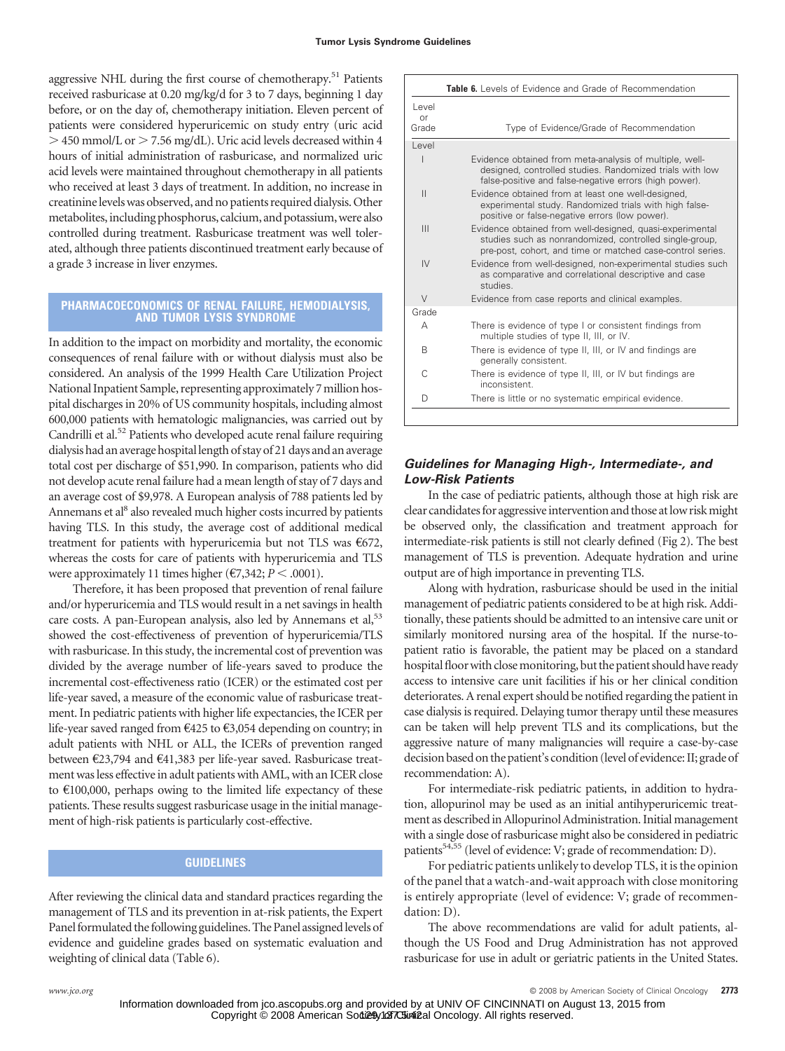aggressive NHL during the first course of chemotherapy.[51] Patients received rasburicase at 0.20 mg/kg/d for 3 to 7 days, beginning 1 day before, or on the day of, chemotherapy initiation. Eleven percent of patients were considered hyperuricemic on study entry (uric acid > 450 mmol/L or > 7.56 mg/dL). Uric acid levels decreased within 4 hours of initial administration of rasburicase, and normalized uric acid levels were maintained throughout chemotherapy in all patients who received at least 3 days of treatment. In addition, no increase in creatinine levels was observed, and no patients required dialysis. Other metabolites, including phosphorus, calcium, and potassium, were also controlled during treatment. Rasburicase treatment was well tolerated, although three patients discontinued treatment early because of a grade 3 increase in liver enzymes.

## PHARMACOECONOMICS OF RENAL FAILURE, HEMODIALYSIS, AND TUMOR LYSIS SYNDROME

In addition to the impact on morbidity and mortality, the economic consequences of renal failure with or without dialysis must also be considered. An analysis of the 1999 Health Care Utilization Project National Inpatient Sample, representing approximately 7 million hospital discharges in 20% of US community hospitals, including almost 600,000 patients with hematologic malignancies, was carried out by Candrilli et al.[52] Patients who developed acute renal failure requiring dialysis had an average hospital length of stay of 21 days and an average total cost per discharge of $51,990. In comparison, patients who did not develop acute renal failure had a mean length of stay of 7 days and an average cost of $9,978. A European analysis of 788 patients led by Annemans et al[8] also revealed much higher costs incurred by patients having TLS. In this study, the average cost of additional medical treatment for patients with hyperuricemia but not TLS was €672, whereas the costs for care of patients with hyperuricemia and TLS were approximately 11 times higher (€7,342; $P < .0001$).

Therefore, it has been proposed that prevention of renal failure and/or hyperuricemia and TLS would result in a net savings in health care costs. A pan-European analysis, also led by Annemans et al,[53] showed the cost-effectiveness of prevention of hyperuricemia/TLS with rasburicase. In this study, the incremental cost of prevention was divided by the average number of life-years saved to produce the incremental cost-effectiveness ratio (ICER) or the estimated cost per life-year saved, a measure of the economic value of rasburicase treatment. In pediatric patients with higher life expectancies, the ICER per life-year saved ranged from €425 to €3,054 depending on country; in adult patients with NHL or ALL, the ICERs of prevention ranged between €23,794 and €41,383 per life-year saved. Rasburicase treatment was less effective in adult patients with AML, with an ICER close to €100,000, perhaps owing to the limited life expectancy of these patients. These results suggest rasburicase usage in the initial management of high-risk patients is particularly cost-effective.

## GUIDELINES

After reviewing the clinical data and standard practices regarding the management of TLS and its prevention in at-risk patients, the Expert Panel formulated the following guidelines. The Panel assigned levels of evidence and guideline grades based on systematic evaluation and weighting of clinical data (Table 6).

**Table 6.** Levels of Evidence and Grade of Recommendation

| Level or Grade | Type of Evidence/Grade of Recommendation |
|---|---|
| Level | |
| I | Evidence obtained from meta-analysis of multiple, well-designed, controlled studies. Randomized trials with low false-positive and false-negative errors (high power). |
| II | Evidence obtained from at least one well-designed, experimental study. Randomized trials with high false-positive or false-negative errors (low power). |
| III | Evidence obtained from well-designed, quasi-experimental studies such as nonrandomized, controlled single-group, pre-post, cohort, and time or matched case-control series. |
| IV | Evidence from well-designed, non-experimental studies such as comparative and correlational descriptive and case studies. |
| V | Evidence from case reports and clinical examples. |
| Grade | |
| A | There is evidence of type I or consistent findings from multiple studies of type II, III, or IV. |
| B | There is evidence of type II, III, or IV and findings are generally consistent. |
| C | There is evidence of type II, III, or IV but findings are inconsistent. |
| D | There is little or no systematic empirical evidence. |

### *Guidelines for Managing High-, Intermediate-, and Low-Risk Patients*

In the case of pediatric patients, although those at high risk are clear candidates for aggressive intervention and those at low risk might be observed only, the classification and treatment approach for intermediate-risk patients is still not clearly defined (Fig 2). The best management of TLS is prevention. Adequate hydration and urine output are of high importance in preventing TLS.

Along with hydration, rasburicase should be used in the initial management of pediatric patients considered to be at high risk. Additionally, these patients should be admitted to an intensive care unit or similarly monitored nursing area of the hospital. If the nurse-to-patient ratio is favorable, the patient may be placed on a standard hospital floor with close monitoring, but the patient should have ready access to intensive care unit facilities if his or her clinical condition deteriorates. A renal expert should be notified regarding the patient in case dialysis is required. Delaying tumor therapy until these measures can be taken will help prevent TLS and its complications, but the aggressive nature of many malignancies will require a case-by-case decision based on the patient's condition (level of evidence: II; grade of recommendation: A).

For intermediate-risk pediatric patients, in addition to hydration, allopurinol may be used as an initial antihyperuricemic treatment as described in Allopurinol Administration. Initial management with a single dose of rasburicase might also be considered in pediatric patients[54,55] (level of evidence: V; grade of recommendation: D).

For pediatric patients unlikely to develop TLS, it is the opinion of the panel that a watch-and-wait approach with close monitoring is entirely appropriate (level of evidence: V; grade of recommendation: D).

The above recommendations are valid for adult patients, although the US Food and Drug Administration has not approved rasburicase for use in adult or geriatric patients in the United States.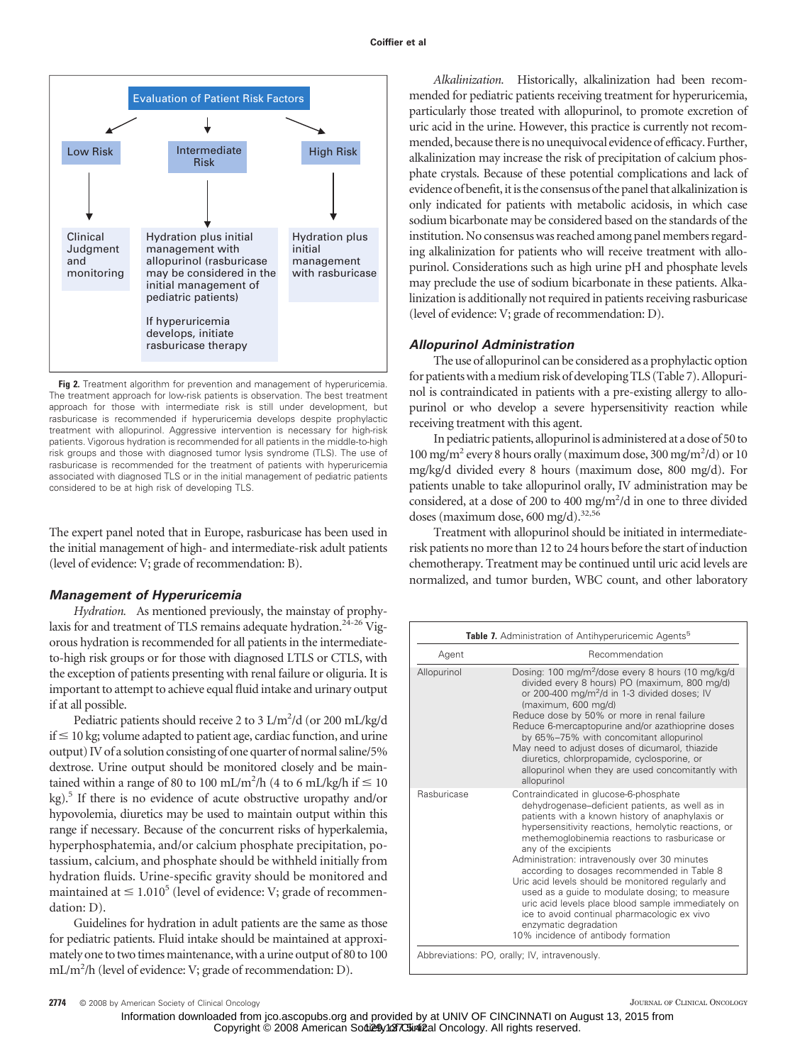Evaluation of Patient Risk Factors

| Low Risk | Intermediate Risk | High Risk |
| --- | --- | --- |
| Clinical Judgment and monitoring | Hydration plus initial management with allopurinol (rasburicase may be considered in the initial management of pediatric patients) If hyperuricemia develops, initiate rasburicase therapy | Hydration plus initial management with rasburicase |

**Fig 2.** Treatment algorithm for prevention and management of hyperuricemia. The treatment approach for low-risk patients is observation. The best treatment approach for those with intermediate risk is still under development, but rasburicase is recommended if hyperuricemia develops despite prophylactic treatment with allopurinol. Aggressive intervention is necessary for high-risk patients. Vigorous hydration is recommended for all patients in the middle-to-high risk groups and those with diagnosed tumor lysis syndrome (TLS). The use of rasburicase is recommended for the treatment of patients with hyperuricemia associated with diagnosed TLS or in the initial management of pediatric patients considered to be at high risk of developing TLS.

The expert panel noted that in Europe, rasburicase has been used in the initial management of high- and intermediate-risk adult patients (level of evidence: V; grade of recommendation: B).

### Management of Hyperuricemia

*Hydration.* As mentioned previously, the mainstay of prophylaxis for and treatment of TLS remains adequate hydration.[24-26] Vigorous hydration is recommended for all patients in the intermediate-to-high risk groups or for those with diagnosed LTLS or CTLS, with the exception of patients presenting with renal failure or oliguria. It is important to attempt to achieve equal fluid intake and urinary output if at all possible.

Pediatric patients should receive 2 to 3 L/m$^2$/d (or 200 mL/kg/d if ≤ 10 kg; volume adapted to patient age, cardiac function, and urine output) IV of a solution consisting of one quarter of normal saline/5% dextrose. Urine output should be monitored closely and be maintained within a range of 80 to 100 mL/m$^2$/h (4 to 6 mL/kg/h if ≤ 10 kg).[5] If there is no evidence of acute obstructive uropathy and/or hypovolemia, diuretics may be used to maintain output within this range if necessary. Because of the concurrent risks of hyperkalemia, hyperphosphatemia, and/or calcium phosphate precipitation, potassium, calcium, and phosphate should be withheld initially from hydration fluids. Urine-specific gravity should be monitored and maintained at ≤ 1.010[5] (level of evidence: V; grade of recommendation: D).

Guidelines for hydration in adult patients are the same as those for pediatric patients. Fluid intake should be maintained at approximately one to two times maintenance, with a urine output of 80 to 100 mL/m$^2$/h (level of evidence: V; grade of recommendation: D).

*Alkalinization.* Historically, alkalinization had been recommended for pediatric patients receiving treatment for hyperuricemia, particularly those treated with allopurinol, to promote excretion of uric acid in the urine. However, this practice is currently not recommended, because there is no unequivocal evidence of efficacy. Further, alkalinization may increase the risk of precipitation of calcium phosphate crystals. Because of these potential complications and lack of evidence of benefit, it is the consensus of the panel that alkalinization is only indicated for patients with metabolic acidosis, in which case sodium bicarbonate may be considered based on the standards of the institution. No consensus was reached among panel members regarding alkalinization for patients who will receive treatment with allopurinol. Considerations such as high urine pH and phosphate levels may preclude the use of sodium bicarbonate in these patients. Alkalinization is additionally not required in patients receiving rasburicase (level of evidence: V; grade of recommendation: D).

### Allopurinol Administration

The use of allopurinol can be considered as a prophylactic option for patients with a medium risk of developing TLS (Table 7). Allopurinol is contraindicated in patients with a pre-existing allergy to allopurinol or who develop a severe hypersensitivity reaction while receiving treatment with this agent.

In pediatric patients, allopurinol is administered at a dose of 50 to 100 mg/m$^2$ every 8 hours orally (maximum dose, 300 mg/m$^2$/d) or 10 mg/kg/d divided every 8 hours (maximum dose, 800 mg/d). For patients unable to take allopurinol orally, IV administration may be considered, at a dose of 200 to 400 mg/m$^2$/d in one to three divided doses (maximum dose, 600 mg/d).[32,56]

Treatment with allopurinol should be initiated in intermediate-risk patients no more than 12 to 24 hours before the start of induction chemotherapy. Treatment may be continued until uric acid levels are normalized, and tumor burden, WBC count, and other laboratory

**Table 7.** Administration of Antihyperuricemic Agents[5]

| Agent | Recommendation |
| --- | --- |
| Allopurinol | Dosing: 100 mg/m$^2$/dose every 8 hours (10 mg/kg/d divided every 8 hours) PO (maximum, 800 mg/d) or 200-400 mg/m$^2$/d in 1-3 divided doses; IV (maximum, 600 mg/d)<br>Reduce dose by 50% or more in renal failure<br>Reduce 6-mercaptopurine and/or azathioprine doses by 65%–75% with concomitant allopurinol<br>May need to adjust doses of dicumarol, thiazide diuretics, chlorpropamide, cyclosporine, or allopurinol when they are used concomitantly with allopurinol |
| Rasburicase | Contraindicated in glucose-6-phosphate dehydrogenase–deficient patients, as well as in patients with a known history of anaphylaxis or hypersensitivity reactions, hemolytic reactions, or methemoglobinemia reactions to rasburicase or any of the excipients<br>Administration: intravenously over 30 minutes according to dosages recommended in Table 8<br>Uric acid levels should be monitored regularly and used as a guide to modulate dosing; to measure uric acid levels place blood sample immediately on ice to avoid continual pharmacologic ex vivo enzymatic degradation<br>10% incidence of antibody formation |

Abbreviations: PO, orally; IV, intravenously.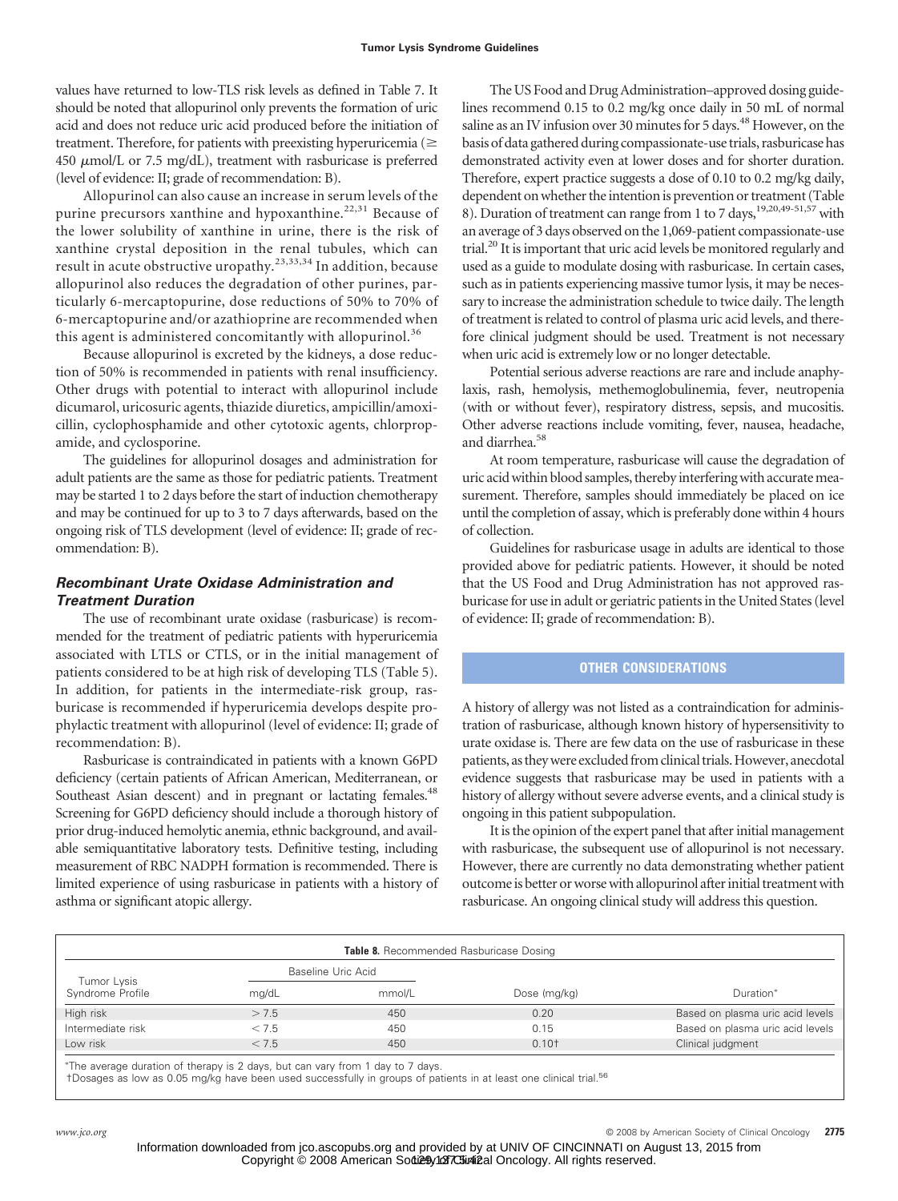values have returned to low-TLS risk levels as defined in Table 7. It should be noted that allopurinol only prevents the formation of uric acid and does not reduce uric acid produced before the initiation of treatment. Therefore, for patients with preexisting hyperuricemia (≥ 450 μmol/L or 7.5 mg/dL), treatment with rasburicase is preferred (level of evidence: II; grade of recommendation: B).

Allopurinol can also cause an increase in serum levels of the purine precursors xanthine and hypoxanthine.[22,31] Because of the lower solubility of xanthine in urine, there is the risk of xanthine crystal deposition in the renal tubules, which can result in acute obstructive uropathy.[23,33,34] In addition, because allopurinol also reduces the degradation of other purines, particularly 6-mercaptopurine, dose reductions of 50% to 70% of 6-mercaptopurine and/or azathioprine are recommended when this agent is administered concomitantly with allopurinol.[36]

Because allopurinol is excreted by the kidneys, a dose reduction of 50% is recommended in patients with renal insufficiency. Other drugs with potential to interact with allopurinol include dicumarol, uricosuric agents, thiazide diuretics, ampicillin/amoxicillin, cyclophosphamide and other cytotoxic agents, chlorpropamide, and cyclosporine.

The guidelines for allopurinol dosages and administration for adult patients are the same as those for pediatric patients. Treatment may be started 1 to 2 days before the start of induction chemotherapy and may be continued for up to 3 to 7 days afterwards, based on the ongoing risk of TLS development (level of evidence: II; grade of recommendation: B).

### *Recombinant Urate Oxidase Administration and Treatment Duration*

The use of recombinant urate oxidase (rasburicase) is recommended for the treatment of pediatric patients with hyperuricemia associated with LTLS or CTLS, or in the initial management of patients considered to be at high risk of developing TLS (Table 5). In addition, for patients in the intermediate-risk group, rasburicase is recommended if hyperuricemia develops despite prophylactic treatment with allopurinol (level of evidence: II; grade of recommendation: B).

Rasburicase is contraindicated in patients with a known G6PD deficiency (certain patients of African American, Mediterranean, or Southeast Asian descent) and in pregnant or lactating females.[48] Screening for G6PD deficiency should include a thorough history of prior drug-induced hemolytic anemia, ethnic background, and available semiquantitative laboratory tests. Definitive testing, including measurement of RBC NADPH formation is recommended. There is limited experience of using rasburicase in patients with a history of asthma or significant atopic allergy.

The US Food and Drug Administration–approved dosing guidelines recommend 0.15 to 0.2 mg/kg once daily in 50 mL of normal saline as an IV infusion over 30 minutes for 5 days.[48] However, on the basis of data gathered during compassionate-use trials, rasburicase has demonstrated activity even at lower doses and for shorter duration. Therefore, expert practice suggests a dose of 0.10 to 0.2 mg/kg daily, dependent on whether the intention is prevention or treatment (Table 8). Duration of treatment can range from 1 to 7 days,[19,20,49-51,57] with an average of 3 days observed on the 1,069-patient compassionate-use trial.[20] It is important that uric acid levels be monitored regularly and used as a guide to modulate dosing with rasburicase. In certain cases, such as in patients experiencing massive tumor lysis, it may be necessary to increase the administration schedule to twice daily. The length of treatment is related to control of plasma uric acid levels, and therefore clinical judgment should be used. Treatment is not necessary when uric acid is extremely low or no longer detectable.

Potential serious adverse reactions are rare and include anaphylaxis, rash, hemolysis, methemoglobulinemia, fever, neutropenia (with or without fever), respiratory distress, sepsis, and mucositis. Other adverse reactions include vomiting, fever, nausea, headache, and diarrhea.[58]

At room temperature, rasburicase will cause the degradation of uric acid within blood samples, thereby interfering with accurate measurement. Therefore, samples should immediately be placed on ice until the completion of assay, which is preferably done within 4 hours of collection.

Guidelines for rasburicase usage in adults are identical to those provided above for pediatric patients. However, it should be noted that the US Food and Drug Administration has not approved rasburicase for use in adult or geriatric patients in the United States (level of evidence: II; grade of recommendation: B).

## OTHER CONSIDERATIONS

A history of allergy was not listed as a contraindication for administration of rasburicase, although known history of hypersensitivity to urate oxidase is. There are few data on the use of rasburicase in these patients, as they were excluded from clinical trials. However, anecdotal evidence suggests that rasburicase may be used in patients with a history of allergy without severe adverse events, and a clinical study is ongoing in this patient subpopulation.

It is the opinion of the expert panel that after initial management with rasburicase, the subsequent use of allopurinol is not necessary. However, there are currently no data demonstrating whether patient outcome is better or worse with allopurinol after initial treatment with rasburicase. An ongoing clinical study will address this question.

**Table 8.** Recommended Rasburicase Dosing

| Tumor Lysis Syndrome Profile | Baseline Uric Acid | | Dose (mg/kg) | Duration* |
|---|---|---|---|---|
| | mg/dL | mmol/L | | |
| High risk | > 7.5 | 450 | 0.20 | Based on plasma uric acid levels |
| Intermediate risk | < 7.5 | 450 | 0.15 | Based on plasma uric acid levels |
| Low risk | < 7.5 | 450 | 0.10† | Clinical judgment |

*The average duration of therapy is 2 days, but can vary from 1 day to 7 days.
†Dosages as low as 0.05 mg/kg have been used successfully in groups of patients in at least one clinical trial.[56]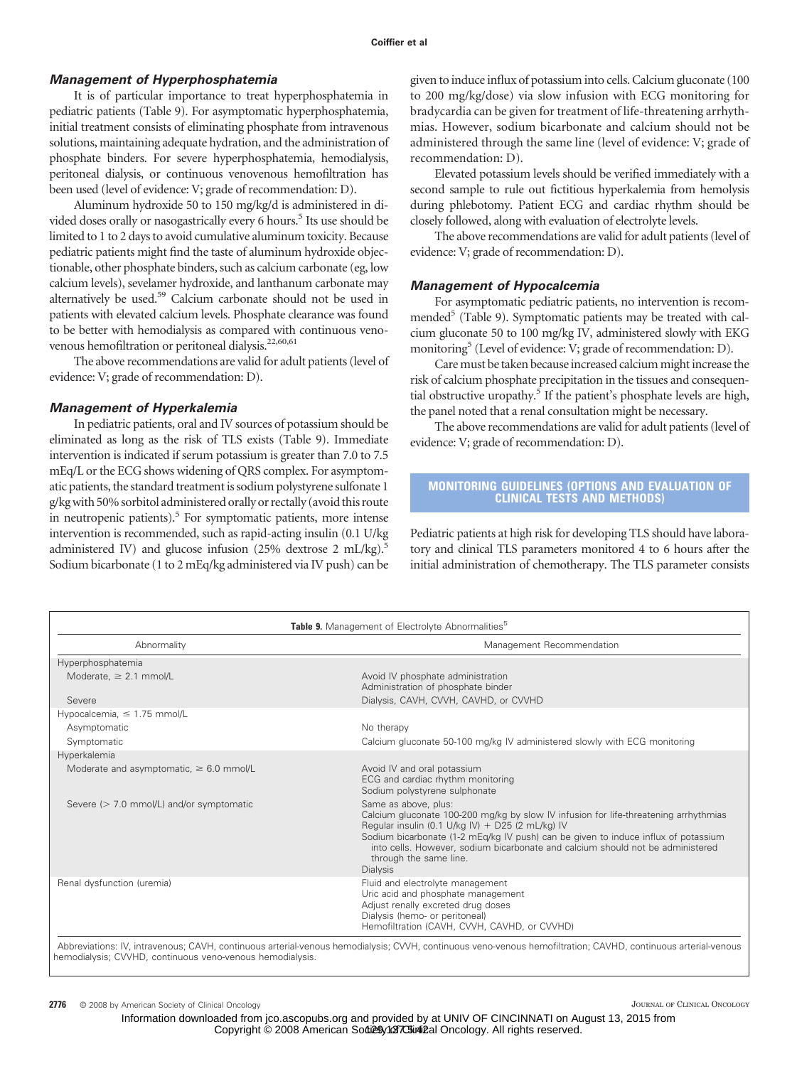### Management of Hyperphosphatemia

It is of particular importance to treat hyperphosphatemia in pediatric patients (Table 9). For asymptomatic hyperphosphatemia, initial treatment consists of eliminating phosphate from intravenous solutions, maintaining adequate hydration, and the administration of phosphate binders. For severe hyperphosphatemia, hemodialysis, peritoneal dialysis, or continuous venovenous hemofiltration has been used (level of evidence: V; grade of recommendation: D).

Aluminum hydroxide 50 to 150 mg/kg/d is administered in divided doses orally or nasogastrically every 6 hours.[5] Its use should be limited to 1 to 2 days to avoid cumulative aluminum toxicity. Because pediatric patients might find the taste of aluminum hydroxide objectionable, other phosphate binders, such as calcium carbonate (eg, low calcium levels), sevelamer hydroxide, and lanthanum carbonate may alternatively be used.[59] Calcium carbonate should not be used in patients with elevated calcium levels. Phosphate clearance was found to be better with hemodialysis as compared with continuous venovenous hemofiltration or peritoneal dialysis.[22,60,61]

The above recommendations are valid for adult patients (level of evidence: V; grade of recommendation: D).

### Management of Hyperkalemia

In pediatric patients, oral and IV sources of potassium should be eliminated as long as the risk of TLS exists (Table 9). Immediate intervention is indicated if serum potassium is greater than 7.0 to 7.5 mEq/L or the ECG shows widening of QRS complex. For asymptomatic patients, the standard treatment is sodium polystyrene sulfonate 1 g/kg with 50% sorbitol administered orally or rectally (avoid this route in neutropenic patients).[5] For symptomatic patients, more intense intervention is recommended, such as rapid-acting insulin (0.1 U/kg administered IV) and glucose infusion (25% dextrose 2 mL/kg).[5] Sodium bicarbonate (1 to 2 mEq/kg administered via IV push) can be given to induce influx of potassium into cells. Calcium gluconate (100 to 200 mg/kg/dose) via slow infusion with ECG monitoring for bradycardia can be given for treatment of life-threatening arrhythmias. However, sodium bicarbonate and calcium should not be administered through the same line (level of evidence: V; grade of recommendation: D).

Elevated potassium levels should be verified immediately with a second sample to rule out fictitious hyperkalemia from hemolysis during phlebotomy. Patient ECG and cardiac rhythm should be closely followed, along with evaluation of electrolyte levels.

The above recommendations are valid for adult patients (level of evidence: V; grade of recommendation: D).

### Management of Hypocalcemia

For asymptomatic pediatric patients, no intervention is recommended[5] (Table 9). Symptomatic patients may be treated with calcium gluconate 50 to 100 mg/kg IV, administered slowly with EKG monitoring[5] (Level of evidence: V; grade of recommendation: D).

Care must be taken because increased calcium might increase the risk of calcium phosphate precipitation in the tissues and consequential obstructive uropathy.[5] If the patient's phosphate levels are high, the panel noted that a renal consultation might be necessary.

The above recommendations are valid for adult patients (level of evidence: V; grade of recommendation: D).

## MONITORING GUIDELINES (OPTIONS AND EVALUATION OF CLINICAL TESTS AND METHODS)

Pediatric patients at high risk for developing TLS should have laboratory and clinical TLS parameters monitored 4 to 6 hours after the initial administration of chemotherapy. The TLS parameter consists

**Table 9.** Management of Electrolyte Abnormalities[5]

| Abnormality | Management Recommendation |
|---|---|
| Hyperphosphatemia | |
| Moderate, ≥ 2.1 mmol/L | Avoid IV phosphate administration<br>Administration of phosphate binder |
| Severe | Dialysis, CAVH, CVVH, CAVHD, or CVVHD |
| Hypocalcemia, ≤ 1.75 mmol/L | |
| Asymptomatic | No therapy |
| Symptomatic | Calcium gluconate 50-100 mg/kg IV administered slowly with ECG monitoring |
| Hyperkalemia | |
| Moderate and asymptomatic, ≥ 6.0 mmol/L | Avoid IV and oral potassium<br>ECG and cardiac rhythm monitoring<br>Sodium polystyrene sulphonate |
| Severe (> 7.0 mmol/L) and/or symptomatic | Same as above, plus:<br>Calcium gluconate 100-200 mg/kg by slow IV infusion for life-threatening arrhythmias<br>Regular insulin (0.1 U/kg IV) + D25 (2 mL/kg) IV<br>Sodium bicarbonate (1-2 mEq/kg IV push) can be given to induce influx of potassium into cells. However, sodium bicarbonate and calcium should not be administered through the same line.<br>Dialysis |
| Renal dysfunction (uremia) | Fluid and electrolyte management<br>Uric acid and phosphate management<br>Adjust renally excreted drug doses<br>Dialysis (hemo- or peritoneal)<br>Hemofiltration (CAVH, CVVH, CAVHD, or CVVHD) |

Abbreviations: IV, intravenous; CAVH, continuous arterial-venous hemodialysis; CVVH, continuous veno-venous hemofiltration; CAVHD, continuous arterial-venous hemodialysis; CVVHD, continuous veno-venous hemodialysis.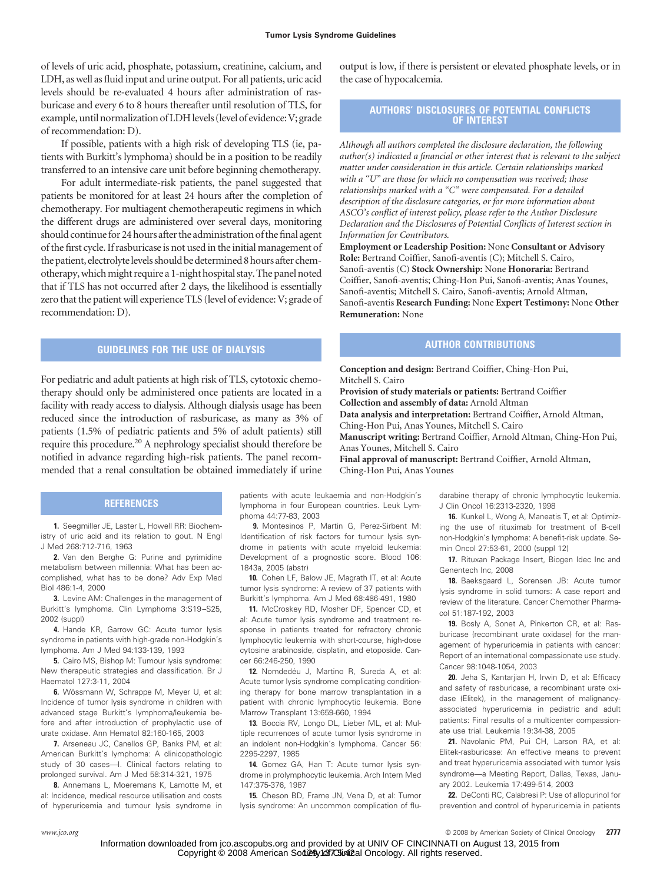of levels of uric acid, phosphate, potassium, creatinine, calcium, and LDH, as well as fluid input and urine output. For all patients, uric acid levels should be re-evaluated 4 hours after administration of rasburicase and every 6 to 8 hours thereafter until resolution of TLS, for example, until normalization of LDH levels (level of evidence: V; grade of recommendation: D).

If possible, patients with a high risk of developing TLS (ie, patients with Burkitt's lymphoma) should be in a position to be readily transferred to an intensive care unit before beginning chemotherapy.

For adult intermediate-risk patients, the panel suggested that patients be monitored for at least 24 hours after the completion of chemotherapy. For multiagent chemotherapeutic regimens in which the different drugs are administered over several days, monitoring should continue for 24 hours after the administration of the final agent of the first cycle. If rasburicase is not used in the initial management of the patient, electrolyte levels should be determined 8 hours after chemotherapy, which might require a 1-night hospital stay. The panel noted that if TLS has not occurred after 2 days, the likelihood is essentially zero that the patient will experience TLS (level of evidence: V; grade of recommendation: D).

## GUIDELINES FOR THE USE OF DIALYSIS

For pediatric and adult patients at high risk of TLS, cytotoxic chemotherapy should only be administered once patients are located in a facility with ready access to dialysis. Although dialysis usage has been reduced since the introduction of rasburicase, as many as 3% of patients (1.5% of pediatric patients and 5% of adult patients) still require this procedure.[20] A nephrology specialist should therefore be notified in advance regarding high-risk patients. The panel recommended that a renal consultation be obtained immediately if urine output is low, if there is persistent or elevated phosphate levels, or in the case of hypocalcemia.

## AUTHORS' DISCLOSURES OF POTENTIAL CONFLICTS OF INTEREST

*Although all authors completed the disclosure declaration, the following author(s) indicated a financial or other interest that is relevant to the subject matter under consideration in this article. Certain relationships marked with a "U" are those for which no compensation was received; those relationships marked with a "C" were compensated. For a detailed description of the disclosure categories, or for more information about ASCO's conflict of interest policy, please refer to the Author Disclosure Declaration and the Disclosures of Potential Conflicts of Interest section in Information for Contributors.*

**Employment or Leadership Position:** None **Consultant or Advisory Role:** Bertrand Coiffier, Sanofi-aventis (C); Mitchell S. Cairo, Sanofi-aventis (C) **Stock Ownership:** None **Honoraria:** Bertrand Coiffier, Sanofi-aventis; Ching-Hon Pui, Sanofi-aventis; Anas Younes, Sanofi-aventis; Mitchell S. Cairo, Sanofi-aventis; Arnold Altman, Sanofi-aventis **Research Funding:** None **Expert Testimony:** None **Other Remuneration:** None

## AUTHOR CONTRIBUTIONS

**Conception and design:** Bertrand Coiffier, Ching-Hon Pui, Mitchell S. Cairo
**Provision of study materials or patients:** Bertrand Coiffier
**Collection and assembly of data:** Arnold Altman
**Data analysis and interpretation:** Bertrand Coiffier, Arnold Altman, Ching-Hon Pui, Anas Younes, Mitchell S. Cairo
**Manuscript writing:** Bertrand Coiffier, Arnold Altman, Ching-Hon Pui, Anas Younes, Mitchell S. Cairo
**Final approval of manuscript:** Bertrand Coiffier, Arnold Altman, Ching-Hon Pui, Anas Younes

## REFERENCES

**1.** Seegmiller JE, Laster L, Howell RR: Biochemistry of uric acid and its relation to gout. N Engl J Med 268:712-716, 1963

**2.** Van den Berghe G: Purine and pyrimidine metabolism between millennia: What has been accomplished, what has to be done? Adv Exp Med Biol 486:1-4, 2000

**3.** Levine AM: Challenges in the management of Burkitt's lymphoma. Clin Lymphoma 3:S19–S25, 2002 (suppl)

**4.** Hande KR, Garrow GC: Acute tumor lysis syndrome in patients with high-grade non-Hodgkin's lymphoma. Am J Med 94:133-139, 1993

**5.** Cairo MS, Bishop M: Tumour lysis syndrome: New therapeutic strategies and classification. Br J Haematol 127:3-11, 2004

**6.** Wössmann W, Schrappe M, Meyer U, et al: Incidence of tumor lysis syndrome in children with advanced stage Burkitt's lymphoma/leukemia before and after introduction of prophylactic use of urate oxidase. Ann Hematol 82:160-165, 2003

**7.** Arseneau JC, Canellos GP, Banks PM, et al: American Burkitt's lymphoma: A clinicopathologic study of 30 cases—I. Clinical factors relating to prolonged survival. Am J Med 58:314-321, 1975

**8.** Annemans L, Moeremans K, Lamotte M, et al: Incidence, medical resource utilisation and costs of hyperuricemia and tumour lysis syndrome in patients with acute leukaemia and non-Hodgkin's lymphoma in four European countries. Leuk Lymphoma 44:77-83, 2003

**9.** Montesinos P, Martin G, Perez-Sirbent M: Identification of risk factors for tumour lysis syndrome in patients with acute myeloid leukemia: Development of a prognostic score. Blood 106: 1843a, 2005 (abstr)

**10.** Cohen LF, Balow JE, Magrath IT, et al: Acute tumor lysis syndrome: A review of 37 patients with Burkitt's lymphoma. Am J Med 68:486-491, 1980

**11.** McCroskey RD, Mosher DF, Spencer CD, et al: Acute tumor lysis syndrome and treatment response in patients treated for refractory chronic lymphocytic leukemia with short-course, high-dose cytosine arabinoside, cisplatin, and etoposide. Cancer 66:246-250, 1990

**12.** Nomdedéu J, Martino R, Sureda A, et al: Acute tumor lysis syndrome complicating conditioning therapy for bone marrow transplantation in a patient with chronic lymphocytic leukemia. Bone Marrow Transplant 13:659-660, 1994

**13.** Boccia RV, Longo DL, Lieber ML, et al: Multiple recurrences of acute tumor lysis syndrome in an indolent non-Hodgkin's lymphoma. Cancer 56: 2295-2297, 1985

**14.** Gomez GA, Han T: Acute tumor lysis syndrome in prolymphocytic leukemia. Arch Intern Med 147:375-376, 1987

**15.** Cheson BD, Frame JN, Vena D, et al: Tumor lysis syndrome: An uncommon complication of fludarabine therapy of chronic lymphocytic leukemia. J Clin Oncol 16:2313-2320, 1998

**16.** Kunkel L, Wong A, Maneatis T, et al: Optimizing the use of rituximab for treatment of B-cell non-Hodgkin's lymphoma: A benefit-risk update. Semin Oncol 27:53-61, 2000 (suppl 12)

**17.** Rituxan Package Insert, Biogen Idec Inc and Genentech Inc, 2008

**18.** Baeksgaard L, Sorensen JB: Acute tumor lysis syndrome in solid tumors: A case report and review of the literature. Cancer Chemother Pharmacol 51:187-192, 2003

**19.** Bosly A, Sonet A, Pinkerton CR, et al: Rasburicase (recombinant urate oxidase) for the management of hyperuricemia in patients with cancer: Report of an international compassionate use study. Cancer 98:1048-1054, 2003

**20.** Jeha S, Kantarjian H, Irwin D, et al: Efficacy and safety of rasburicase, a recombinant urate oxidase (Elitek), in the management of malignancy-associated hyperuricemia in pediatric and adult patients: Final results of a multicenter compassionate use trial. Leukemia 19:34-38, 2005

**21.** Navolanic PM, Pui CH, Larson RA, et al: Elitek-rasburicase: An effective means to prevent and treat hyperuricemia associated with tumor lysis syndrome—a Meeting Report, Dallas, Texas, January 2002. Leukemia 17:499-514, 2003

**22.** DeConti RC, Calabresi P: Use of allopurinol for prevention and control of hyperuricemia in patients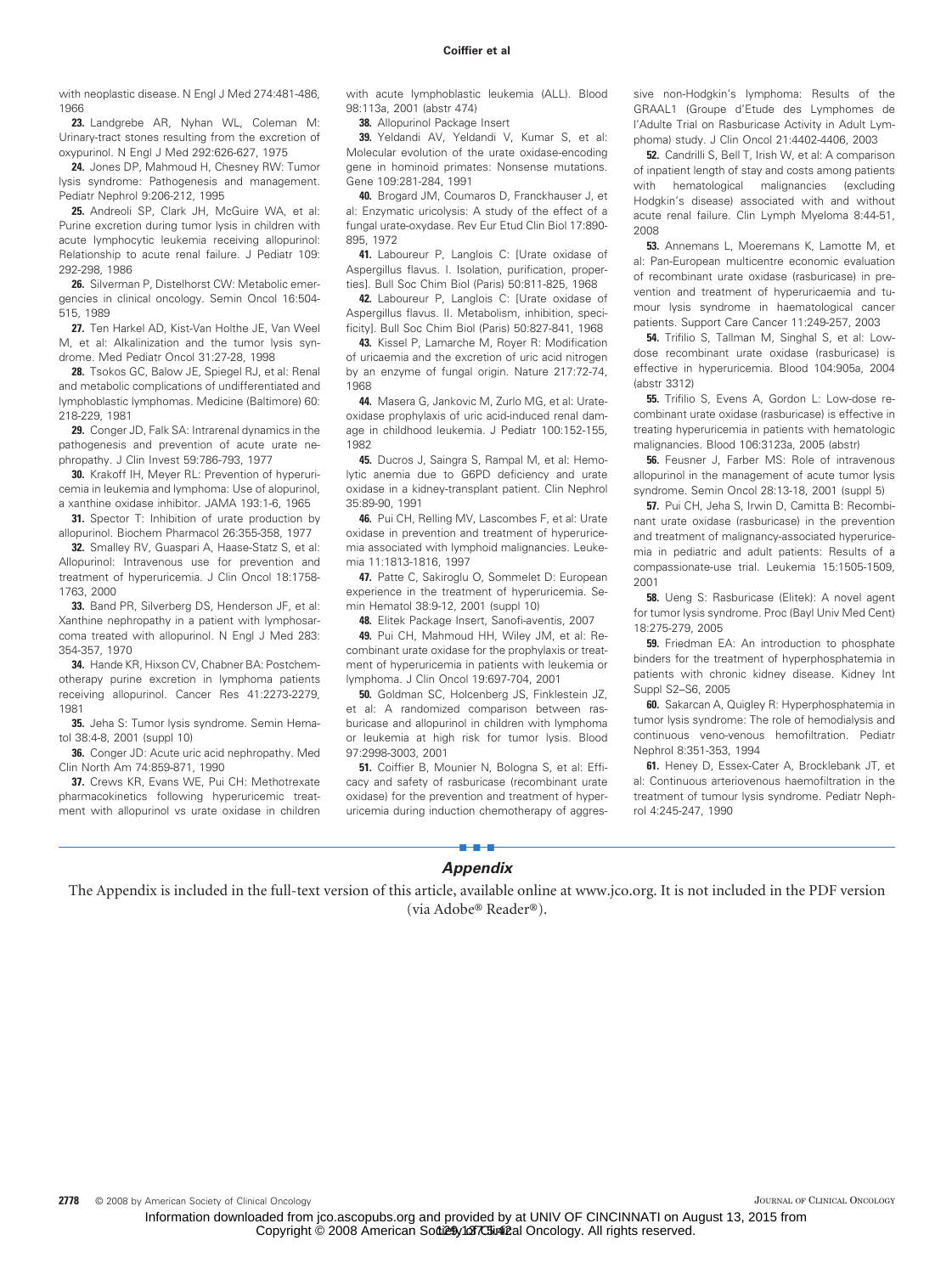with neoplastic disease. N Engl J Med 274:481-486, 1966

**23.** Landgrebe AR, Nyhan WL, Coleman M: Urinary-tract stones resulting from the excretion of oxypurinol. N Engl J Med 292:626-627, 1975

**24.** Jones DP, Mahmoud H, Chesney RW: Tumor lysis syndrome: Pathogenesis and management. Pediatr Nephrol 9:206-212, 1995

**25.** Andreoli SP, Clark JH, McGuire WA, et al: Purine excretion during tumor lysis in children with acute lymphocytic leukemia receiving allopurinol: Relationship to acute renal failure. J Pediatr 109: 292-298, 1986

**26.** Silverman P, Distelhorst CW: Metabolic emergencies in clinical oncology. Semin Oncol 16:504-515, 1989

**27.** Ten Harkel AD, Kist-Van Holthe JE, Van Weel M, et al: Alkalinization and the tumor lysis syndrome. Med Pediatr Oncol 31:27-28, 1998

**28.** Tsokos GC, Balow JE, Spiegel RJ, et al: Renal and metabolic complications of undifferentiated and lymphoblastic lymphomas. Medicine (Baltimore) 60: 218-229, 1981

**29.** Conger JD, Falk SA: Intrarenal dynamics in the pathogenesis and prevention of acute urate nephropathy. J Clin Invest 59:786-793, 1977

**30.** Krakoff IH, Meyer RL: Prevention of hyperuricemia in leukemia and lymphoma: Use of alopurinol, a xanthine oxidase inhibitor. JAMA 193:1-6, 1965

**31.** Spector T: Inhibition of urate production by allopurinol. Biochem Pharmacol 26:355-358, 1977

**32.** Smalley RV, Guaspari A, Haase-Statz S, et al: Allopurinol: Intravenous use for prevention and treatment of hyperuricemia. J Clin Oncol 18:1758-1763, 2000

**33.** Band PR, Silverberg DS, Henderson JF, et al: Xanthine nephropathy in a patient with lymphosarcoma treated with allopurinol. N Engl J Med 283: 354-357, 1970

**34.** Hande KR, Hixson CV, Chabner BA: Postchemotherapy purine excretion in lymphoma patients receiving allopurinol. Cancer Res 41:2273-2279, 1981

**35.** Jeha S: Tumor lysis syndrome. Semin Hematol 38:4-8, 2001 (suppl 10)

**36.** Conger JD: Acute uric acid nephropathy. Med Clin North Am 74:859-871, 1990

**37.** Crews KR, Evans WE, Pui CH: Methotrexate pharmacokinetics following hyperuricemic treatment with allopurinol vs urate oxidase in children with acute lymphoblastic leukemia (ALL). Blood 98:113a, 2001 (abstr 474)

**38.** Allopurinol Package Insert

**39.** Yeldandi AV, Yeldandi V, Kumar S, et al: Molecular evolution of the urate oxidase-encoding gene in hominoid primates: Nonsense mutations. Gene 109:281-284, 1991

**40.** Brogard JM, Coumaros D, Franckhauser J, et al: Enzymatic uricolysis: A study of the effect of a fungal urate-oxydase. Rev Eur Etud Clin Biol 17:890-895, 1972

**41.** Laboureur P, Langlois C: [Urate oxidase of Aspergillus flavus. I. Isolation, purification, properties]. Bull Soc Chim Biol (Paris) 50:811-825, 1968

**42.** Laboureur P, Langlois C: [Urate oxidase of Aspergillus flavus. II. Metabolism, inhibition, specificity]. Bull Soc Chim Biol (Paris) 50:827-841, 1968

**43.** Kissel P, Lamarche M, Royer R: Modification of uricaemia and the excretion of uric acid nitrogen by an enzyme of fungal origin. Nature 217:72-74, 1968

**44.** Masera G, Jankovic M, Zurlo MG, et al: Urate-oxidase prophylaxis of uric acid-induced renal damage in childhood leukemia. J Pediatr 100:152-155, 1982

**45.** Ducros J, Saingra S, Rampal M, et al: Hemolytic anemia due to G6PD deficiency and urate oxidase in a kidney-transplant patient. Clin Nephrol 35:89-90, 1991

**46.** Pui CH, Relling MV, Lascombes F, et al: Urate oxidase in prevention and treatment of hyperuricemia associated with lymphoid malignancies. Leukemia 11:1813-1816, 1997

**47.** Patte C, Sakiroglu O, Sommelet D: European experience in the treatment of hyperuricemia. Semin Hematol 38:9-12, 2001 (suppl 10)

**48.** Elitek Package Insert, Sanofi-aventis, 2007

**49.** Pui CH, Mahmoud HH, Wiley JM, et al: Recombinant urate oxidase for the prophylaxis or treatment of hyperuricemia in patients with leukemia or lymphoma. J Clin Oncol 19:697-704, 2001

**50.** Goldman SC, Holcenberg JS, Finklestein JZ, et al: A randomized comparison between rasburicase and allopurinol in children with lymphoma or leukemia at high risk for tumor lysis. Blood 97:2998-3003, 2001

**51.** Coiffier B, Mounier N, Bologna S, et al: Efficacy and safety of rasburicase (recombinant urate oxidase) for the prevention and treatment of hyperuricemia during induction chemotherapy of aggressive non-Hodgkin's lymphoma: Results of the GRAAL1 (Groupe d'Etude des Lymphomes de l'Adulte Trial on Rasburicase Activity in Adult Lymphoma) study. J Clin Oncol 21:4402-4406, 2003

**52.** Candrilli S, Bell T, Irish W, et al: A comparison of inpatient length of stay and costs among patients with hematological malignancies (excluding Hodgkin's disease) associated with and without acute renal failure. Clin Lymph Myeloma 8:44-51, 2008

**53.** Annemans L, Moeremans K, Lamotte M, et al: Pan-European multicentre economic evaluation of recombinant urate oxidase (rasburicase) in prevention and treatment of hyperuricaemia and tumour lysis syndrome in haematological cancer patients. Support Care Cancer 11:249-257, 2003

**54.** Trifilio S, Tallman M, Singhal S, et al: Low-dose recombinant urate oxidase (rasburicase) is effective in hyperuricemia. Blood 104:905a, 2004 (abstr 3312)

**55.** Trifilio S, Evens A, Gordon L: Low-dose recombinant urate oxidase (rasburicase) is effective in treating hyperuricemia in patients with hematologic malignancies. Blood 106:3123a, 2005 (abstr)

**56.** Feusner J, Farber MS: Role of intravenous allopurinol in the management of acute tumor lysis syndrome. Semin Oncol 28:13-18, 2001 (suppl 5)

**57.** Pui CH, Jeha S, Irwin D, Camitta B: Recombinant urate oxidase (rasburicase) in the prevention and treatment of malignancy-associated hyperuricemia in pediatric and adult patients: Results of a compassionate-use trial. Leukemia 15:1505-1509, 2001

**58.** Ueng S: Rasburicase (Elitek): A novel agent for tumor lysis syndrome. Proc (Bayl Univ Med Cent) 18:275-279, 2005

**59.** Friedman EA: An introduction to phosphate binders for the treatment of hyperphosphatemia in patients with chronic kidney disease. Kidney Int Suppl S2–S6, 2005

**60.** Sakarcan A, Quigley R: Hyperphosphatemia in tumor lysis syndrome: The role of hemodialysis and continuous veno-venous hemofiltration. Pediatr Nephrol 8:351-353, 1994

**61.** Heney D, Essex-Cater A, Brocklebank JT, et al: Continuous arteriovenous haemofiltration in the treatment of tumour lysis syndrome. Pediatr Nephrol 4:245-247, 1990

## *Appendix*

The Appendix is included in the full-text version of this article, available online at www.jco.org. It is not included in the PDF version (via Adobe® Reader®).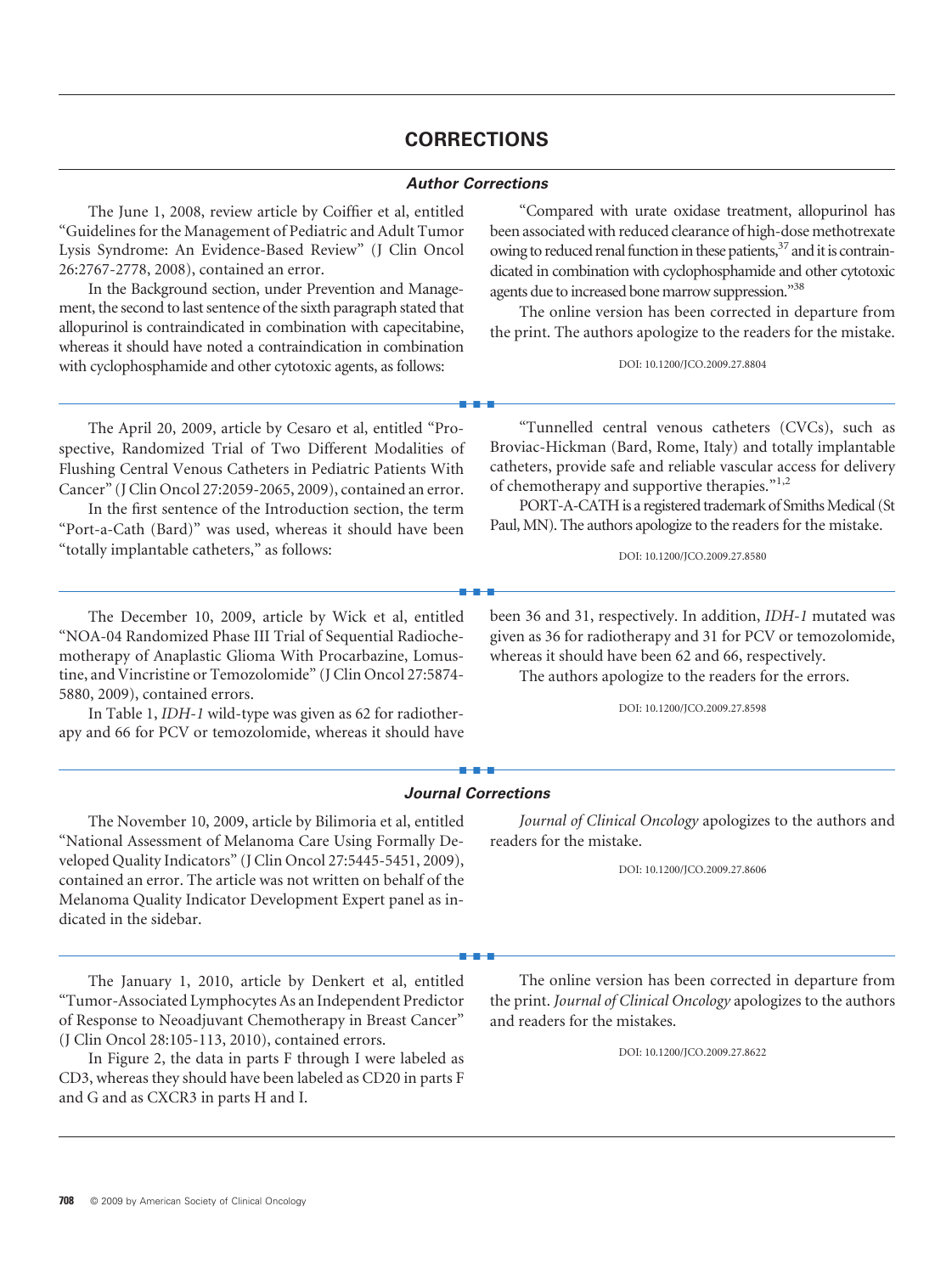# CORRECTIONS

## *Author Corrections*

The June 1, 2008, review article by Coiffier et al, entitled "Guidelines for the Management of Pediatric and Adult Tumor Lysis Syndrome: An Evidence-Based Review" (J Clin Oncol 26:2767-2778, 2008), contained an error.

In the Background section, under Prevention and Management, the second to last sentence of the sixth paragraph stated that allopurinol is contraindicated in combination with capecitabine, whereas it should have noted a contraindication in combination with cyclophosphamide and other cytotoxic agents, as follows:

"Compared with urate oxidase treatment, allopurinol has been associated with reduced clearance of high-dose methotrexate owing to reduced renal function in these patients,[37] and it is contraindicated in combination with cyclophosphamide and other cytotoxic agents due to increased bone marrow suppression."[38]

The online version has been corrected in departure from the print. The authors apologize to the readers for the mistake.

DOI: 10.1200/JCO.2009.27.8804

---

The April 20, 2009, article by Cesaro et al, entitled "Prospective, Randomized Trial of Two Different Modalities of Flushing Central Venous Catheters in Pediatric Patients With Cancer" (J Clin Oncol 27:2059-2065, 2009), contained an error.

In the first sentence of the Introduction section, the term "Port-a-Cath (Bard)" was used, whereas it should have been "totally implantable catheters," as follows:

"Tunnelled central venous catheters (CVCs), such as Broviac-Hickman (Bard, Rome, Italy) and totally implantable catheters, provide safe and reliable vascular access for delivery of chemotherapy and supportive therapies."[1,2]

PORT-A-CATH is a registered trademark of Smiths Medical (St Paul, MN). The authors apologize to the readers for the mistake.

DOI: 10.1200/JCO.2009.27.8580

---

The December 10, 2009, article by Wick et al, entitled "NOA-04 Randomized Phase III Trial of Sequential Radiochemotherapy of Anaplastic Glioma With Procarbazine, Lomustine, and Vincristine or Temozolomide" (J Clin Oncol 27:5874-5880, 2009), contained errors.

In Table 1, *IDH-1* wild-type was given as 62 for radiotherapy and 66 for PCV or temozolomide, whereas it should have been 36 and 31, respectively. In addition, *IDH-1* mutated was given as 36 for radiotherapy and 31 for PCV or temozolomide, whereas it should have been 62 and 66, respectively.

The authors apologize to the readers for the errors.

DOI: 10.1200/JCO.2009.27.8598

---

## *Journal Corrections*

The November 10, 2009, article by Bilimoria et al, entitled "National Assessment of Melanoma Care Using Formally Developed Quality Indicators" (J Clin Oncol 27:5445-5451, 2009), contained an error. The article was not written on behalf of the Melanoma Quality Indicator Development Expert panel as indicated in the sidebar.

*Journal of Clinical Oncology* apologizes to the authors and readers for the mistake.

DOI: 10.1200/JCO.2009.27.8606

---

The January 1, 2010, article by Denkert et al, entitled "Tumor-Associated Lymphocytes As an Independent Predictor of Response to Neoadjuvant Chemotherapy in Breast Cancer" (J Clin Oncol 28:105-113, 2010), contained errors.

In Figure 2, the data in parts F through I were labeled as CD3, whereas they should have been labeled as CD20 in parts F and G and as CXCR3 in parts H and I.

The online version has been corrected in departure from the print. *Journal of Clinical Oncology* apologizes to the authors and readers for the mistakes.

DOI: 10.1200/JCO.2009.27.8622